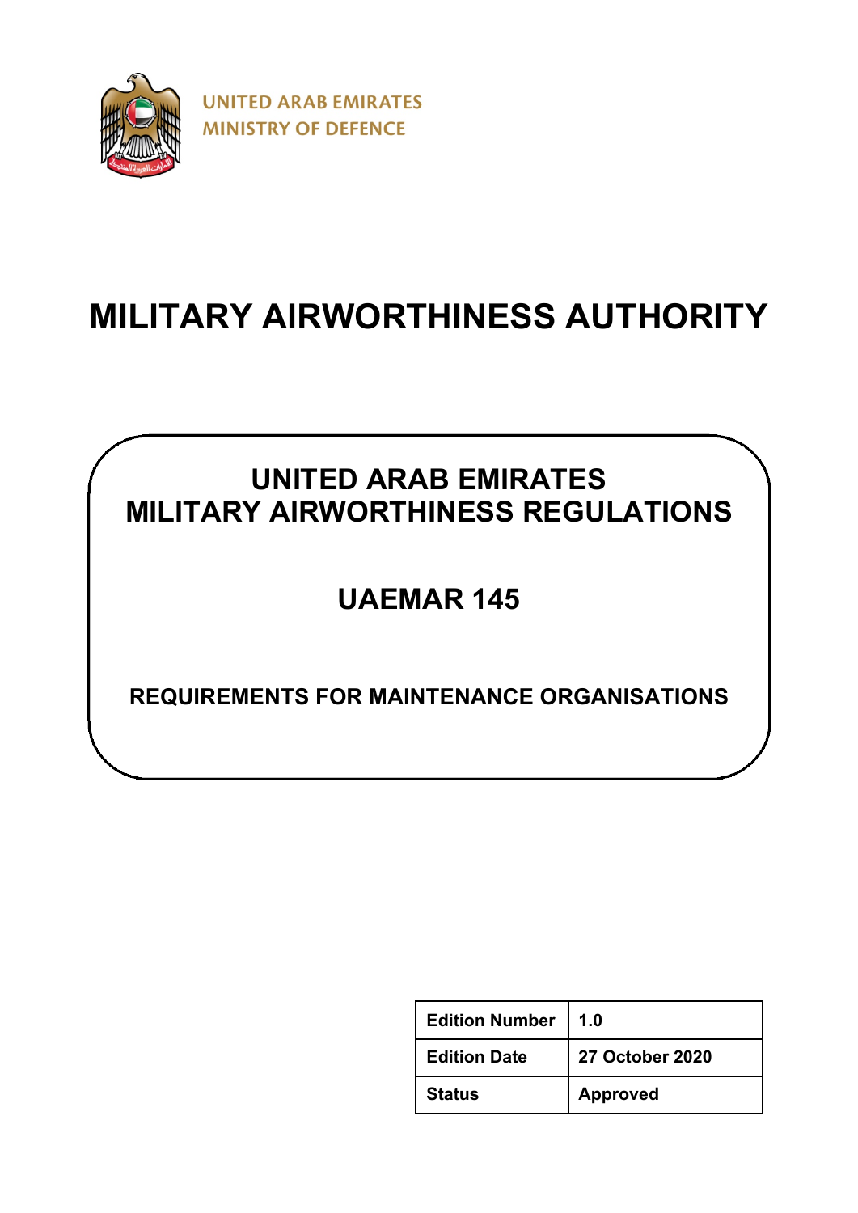UNITED ARAB EMIRATES
MINISTRY OF DEFENCE

# MILITARY AIRWORTHINESS AUTHORITY

## UNITED ARAB EMIRATES MILITARY AIRWORTHINESS REGULATIONS

## UAEMAR 145

### REQUIREMENTS FOR MAINTENANCE ORGANISATIONS

| **Edition Number** | **1.0** |
|---|---|
| **Edition Date** | **27 October 2020** |
| **Status** | **Approved** |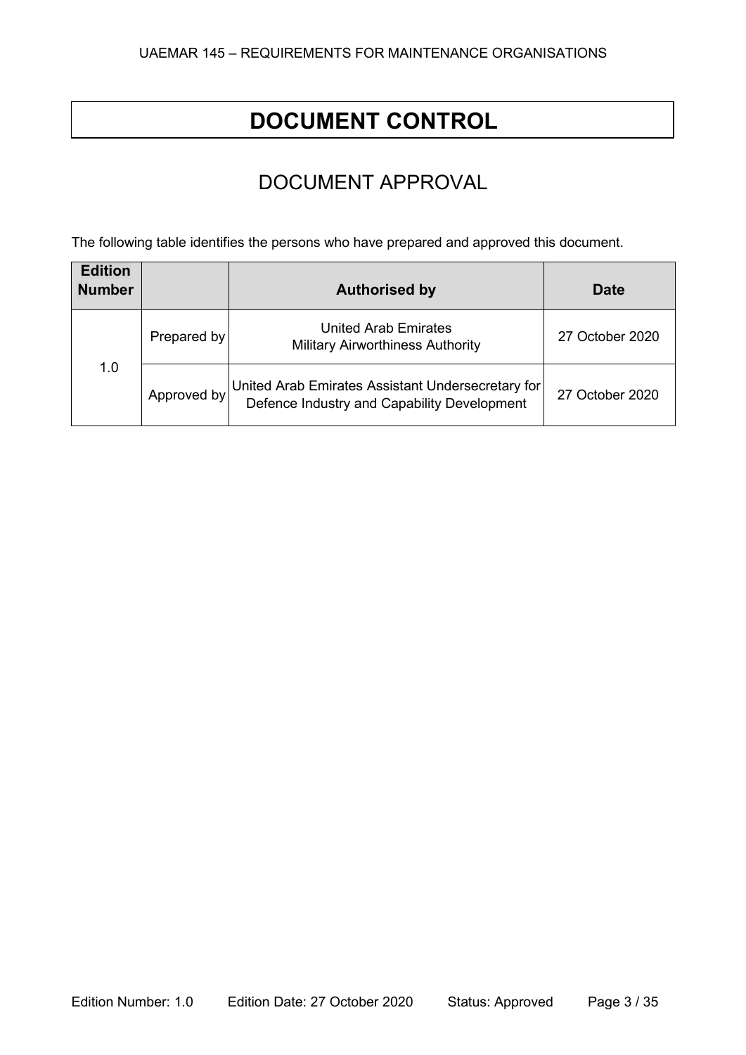# DOCUMENT CONTROL

## DOCUMENT APPROVAL

The following table identifies the persons who have prepared and approved this document.

| Edition Number | | Authorised by | Date |
|---|---|---|---|
| 1.0 | Prepared by | United Arab Emirates Military Airworthiness Authority | 27 October 2020 |
| | Approved by | United Arab Emirates Assistant Undersecretary for Defence Industry and Capability Development | 27 October 2020 |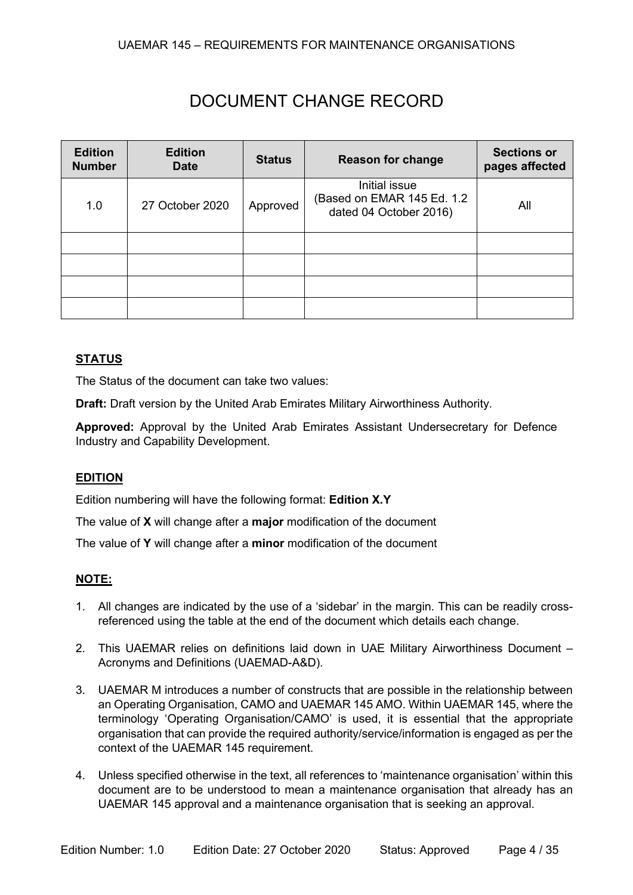# DOCUMENT CHANGE RECORD

| Edition Number | Edition Date | Status | Reason for change | Sections or pages affected |
|---|---|---|---|---|
| 1.0 | 27 October 2020 | Approved | Initial issue (Based on EMAR 145 Ed. 1.2 dated 04 October 2016) | All |
| | | | | |
| | | | | |
| | | | | |
| | | | | |

## STATUS

The Status of the document can take two values:

**Draft:** Draft version by the United Arab Emirates Military Airworthiness Authority.

**Approved:** Approval by the United Arab Emirates Assistant Undersecretary for Defence Industry and Capability Development.

## EDITION

Edition numbering will have the following format: **Edition X.Y**

The value of **X** will change after a **major** modification of the document

The value of **Y** will change after a **minor** modification of the document

## NOTE:

1. All changes are indicated by the use of a 'sidebar' in the margin. This can be readily cross-referenced using the table at the end of the document which details each change.
2. This UAEMAR relies on definitions laid down in UAE Military Airworthiness Document – Acronyms and Definitions (UAEMAD-A&D).
3. UAEMAR M introduces a number of constructs that are possible in the relationship between an Operating Organisation, CAMO and UAEMAR 145 AMO. Within UAEMAR 145, where the terminology 'Operating Organisation/CAMO' is used, it is essential that the appropriate organisation that can provide the required authority/service/information is engaged as per the context of the UAEMAR 145 requirement.
4. Unless specified otherwise in the text, all references to 'maintenance organisation' within this document are to be understood to mean a maintenance organisation that already has an UAEMAR 145 approval and a maintenance organisation that is seeking an approval.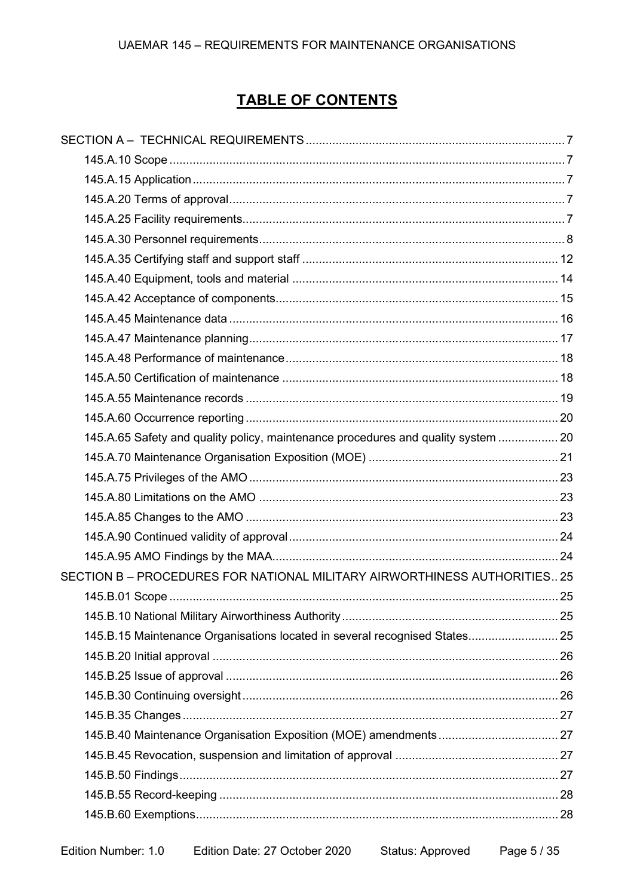# TABLE OF CONTENTS

SECTION A – TECHNICAL REQUIREMENTS ..... 7

- 145.A.10 Scope ..... 7
- 145.A.15 Application ..... 7
- 145.A.20 Terms of approval ..... 7
- 145.A.25 Facility requirements ..... 7
- 145.A.30 Personnel requirements ..... 8
- 145.A.35 Certifying staff and support staff ..... 12
- 145.A.40 Equipment, tools and material ..... 14
- 145.A.42 Acceptance of components ..... 15
- 145.A.45 Maintenance data ..... 16
- 145.A.47 Maintenance planning ..... 17
- 145.A.48 Performance of maintenance ..... 18
- 145.A.50 Certification of maintenance ..... 18
- 145.A.55 Maintenance records ..... 19
- 145.A.60 Occurrence reporting ..... 20
- 145.A.65 Safety and quality policy, maintenance procedures and quality system ..... 20
- 145.A.70 Maintenance Organisation Exposition (MOE) ..... 21
- 145.A.75 Privileges of the AMO ..... 23
- 145.A.80 Limitations on the AMO ..... 23
- 145.A.85 Changes to the AMO ..... 23
- 145.A.90 Continued validity of approval ..... 24
- 145.A.95 AMO Findings by the MAA ..... 24

SECTION B – PROCEDURES FOR NATIONAL MILITARY AIRWORTHINESS AUTHORITIES ..... 25

- 145.B.01 Scope ..... 25
- 145.B.10 National Military Airworthiness Authority ..... 25
- 145.B.15 Maintenance Organisations located in several recognised States ..... 25
- 145.B.20 Initial approval ..... 26
- 145.B.25 Issue of approval ..... 26
- 145.B.30 Continuing oversight ..... 26
- 145.B.35 Changes ..... 27
- 145.B.40 Maintenance Organisation Exposition (MOE) amendments ..... 27
- 145.B.45 Revocation, suspension and limitation of approval ..... 27
- 145.B.50 Findings ..... 27
- 145.B.55 Record-keeping ..... 28
- 145.B.60 Exemptions ..... 28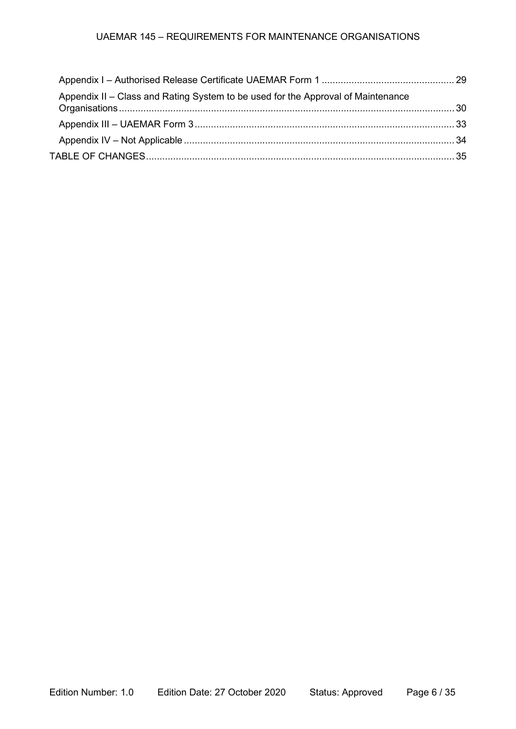Appendix I – Authorised Release Certificate UAEMAR Form 1 ....... 29

Appendix II – Class and Rating System to be used for the Approval of Maintenance Organisations ....... 30

Appendix III – UAEMAR Form 3 ....... 33

Appendix IV – Not Applicable ....... 34

TABLE OF CHANGES ....... 35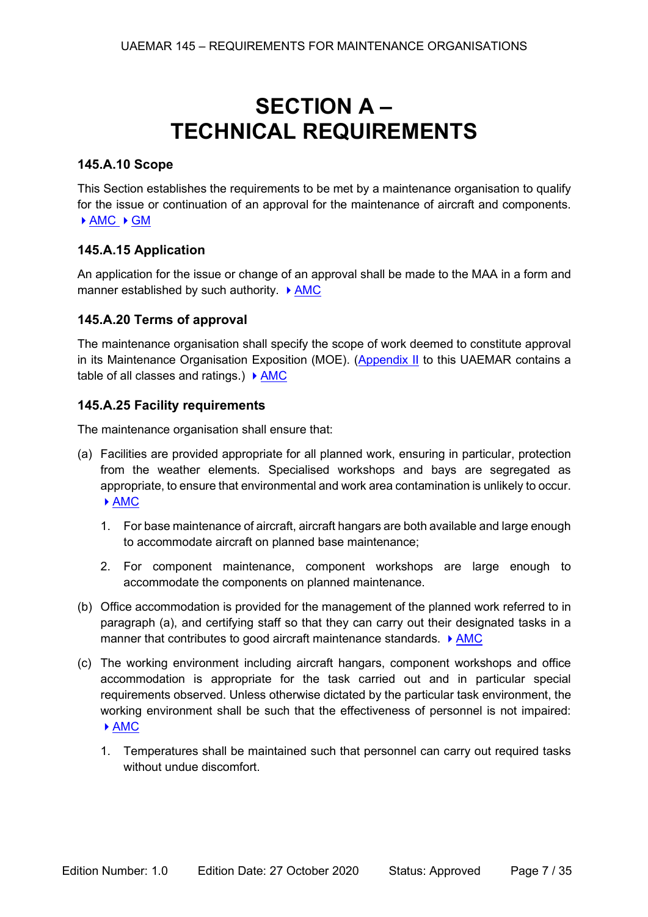# SECTION A – TECHNICAL REQUIREMENTS

### 145.A.10 Scope

This Section establishes the requirements to be met by a maintenance organisation to qualify for the issue or continuation of an approval for the maintenance of aircraft and components. ▸ AMC ▸ GM

### 145.A.15 Application

An application for the issue or change of an approval shall be made to the MAA in a form and manner established by such authority. ▸ AMC

### 145.A.20 Terms of approval

The maintenance organisation shall specify the scope of work deemed to constitute approval in its Maintenance Organisation Exposition (MOE). (Appendix II to this UAEMAR contains a table of all classes and ratings.) ▸ AMC

### 145.A.25 Facility requirements

The maintenance organisation shall ensure that:

(a) Facilities are provided appropriate for all planned work, ensuring in particular, protection from the weather elements. Specialised workshops and bays are segregated as appropriate, to ensure that environmental and work area contamination is unlikely to occur. ▸ AMC

1. For base maintenance of aircraft, aircraft hangars are both available and large enough to accommodate aircraft on planned base maintenance;

2. For component maintenance, component workshops are large enough to accommodate the components on planned maintenance.

(b) Office accommodation is provided for the management of the planned work referred to in paragraph (a), and certifying staff so that they can carry out their designated tasks in a manner that contributes to good aircraft maintenance standards. ▸ AMC

(c) The working environment including aircraft hangars, component workshops and office accommodation is appropriate for the task carried out and in particular special requirements observed. Unless otherwise dictated by the particular task environment, the working environment shall be such that the effectiveness of personnel is not impaired: ▸ AMC

1. Temperatures shall be maintained such that personnel can carry out required tasks without undue discomfort.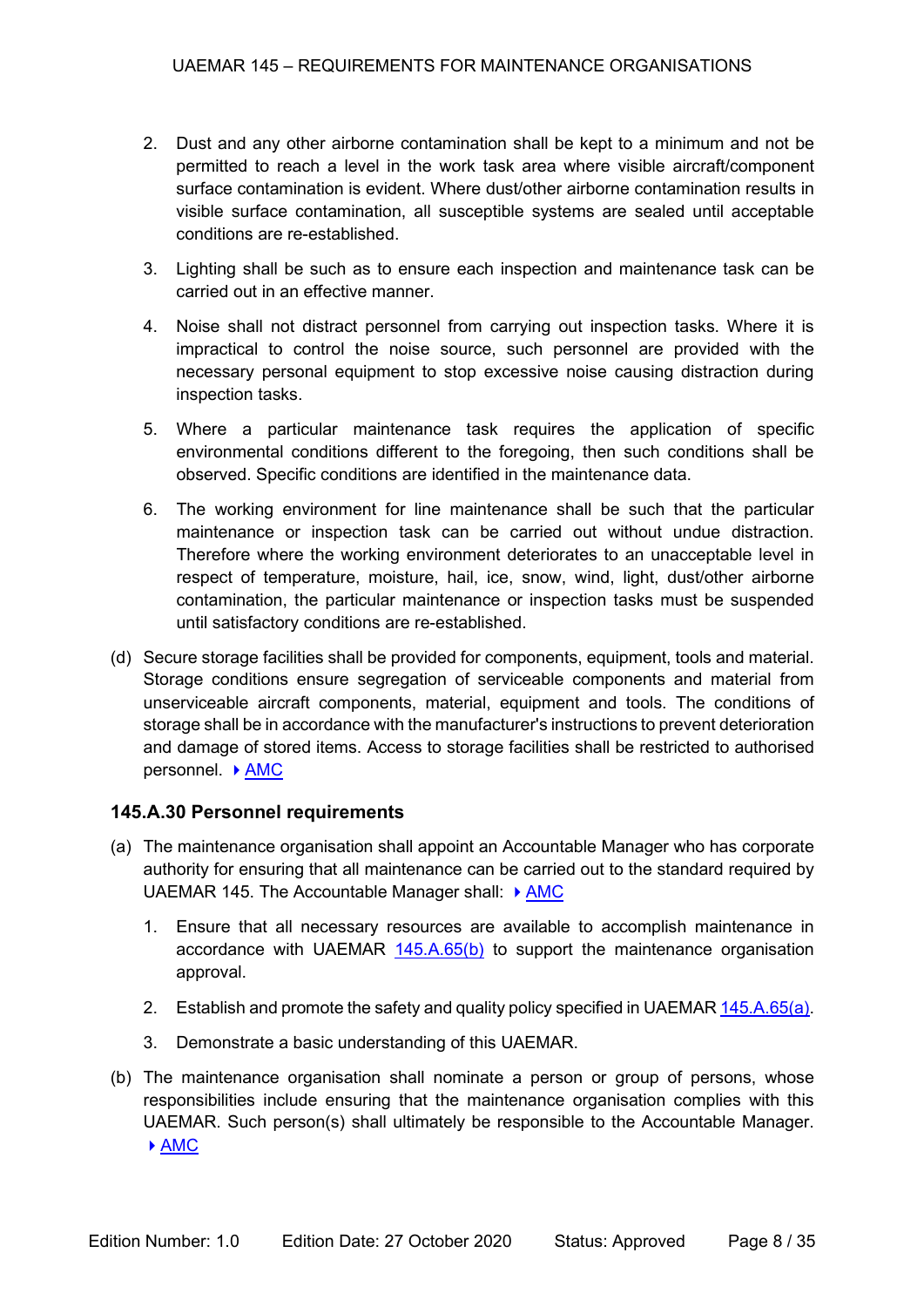2. Dust and any other airborne contamination shall be kept to a minimum and not be permitted to reach a level in the work task area where visible aircraft/component surface contamination is evident. Where dust/other airborne contamination results in visible surface contamination, all susceptible systems are sealed until acceptable conditions are re-established.

3. Lighting shall be such as to ensure each inspection and maintenance task can be carried out in an effective manner.

4. Noise shall not distract personnel from carrying out inspection tasks. Where it is impractical to control the noise source, such personnel are provided with the necessary personal equipment to stop excessive noise causing distraction during inspection tasks.

5. Where a particular maintenance task requires the application of specific environmental conditions different to the foregoing, then such conditions shall be observed. Specific conditions are identified in the maintenance data.

6. The working environment for line maintenance shall be such that the particular maintenance or inspection task can be carried out without undue distraction. Therefore where the working environment deteriorates to an unacceptable level in respect of temperature, moisture, hail, ice, snow, wind, light, dust/other airborne contamination, the particular maintenance or inspection tasks must be suspended until satisfactory conditions are re-established.

(d) Secure storage facilities shall be provided for components, equipment, tools and material. Storage conditions ensure segregation of serviceable components and material from unserviceable aircraft components, material, equipment and tools. The conditions of storage shall be in accordance with the manufacturer's instructions to prevent deterioration and damage of stored items. Access to storage facilities shall be restricted to authorised personnel. ▸ AMC

### 145.A.30 Personnel requirements

(a) The maintenance organisation shall appoint an Accountable Manager who has corporate authority for ensuring that all maintenance can be carried out to the standard required by UAEMAR 145. The Accountable Manager shall: ▸ AMC

1. Ensure that all necessary resources are available to accomplish maintenance in accordance with UAEMAR 145.A.65(b) to support the maintenance organisation approval.

2. Establish and promote the safety and quality policy specified in UAEMAR 145.A.65(a).

3. Demonstrate a basic understanding of this UAEMAR.

(b) The maintenance organisation shall nominate a person or group of persons, whose responsibilities include ensuring that the maintenance organisation complies with this UAEMAR. Such person(s) shall ultimately be responsible to the Accountable Manager. ▸ AMC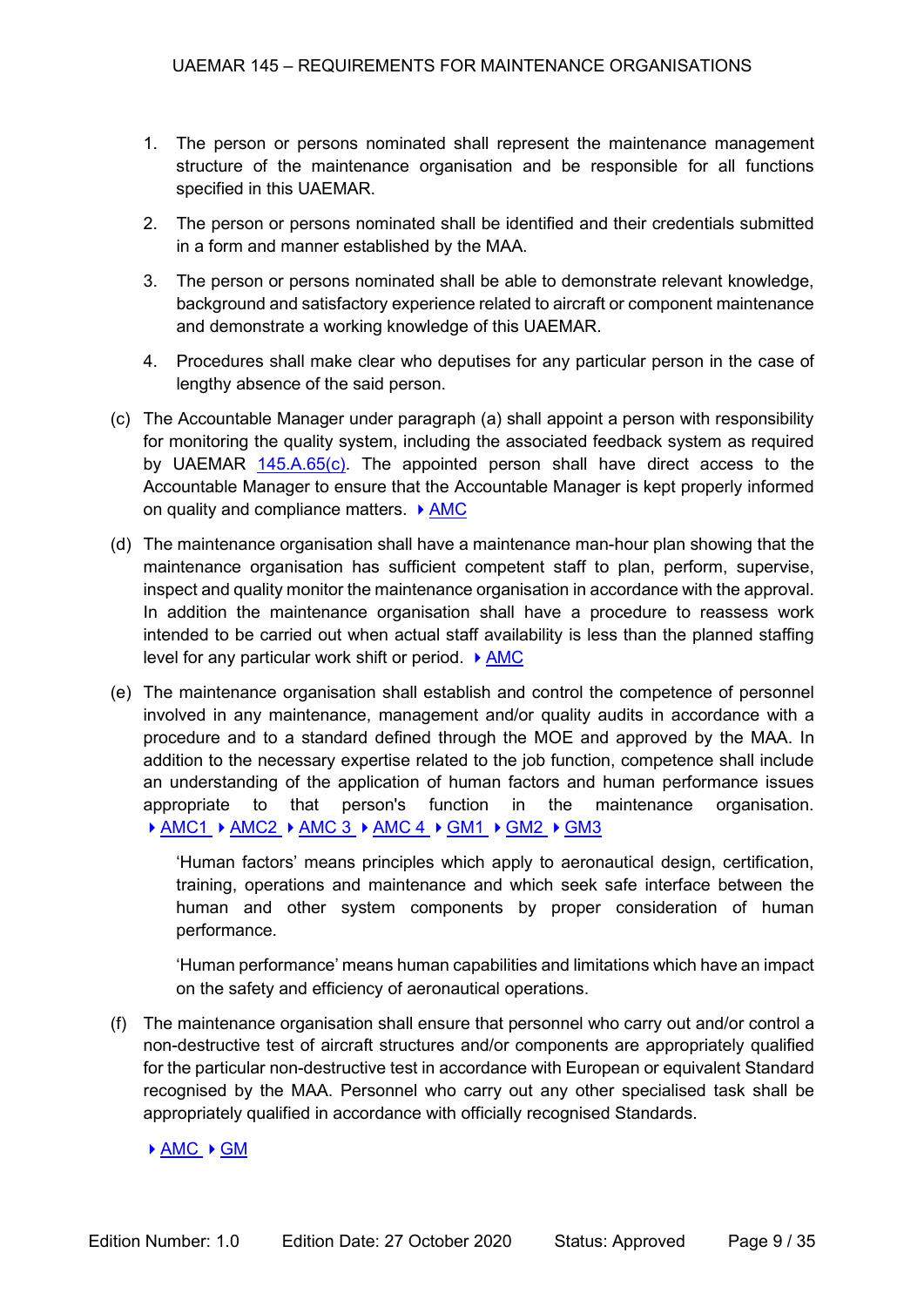1. The person or persons nominated shall represent the maintenance management structure of the maintenance organisation and be responsible for all functions specified in this UAEMAR.

2. The person or persons nominated shall be identified and their credentials submitted in a form and manner established by the MAA.

3. The person or persons nominated shall be able to demonstrate relevant knowledge, background and satisfactory experience related to aircraft or component maintenance and demonstrate a working knowledge of this UAEMAR.

4. Procedures shall make clear who deputises for any particular person in the case of lengthy absence of the said person.

(c) The Accountable Manager under paragraph (a) shall appoint a person with responsibility for monitoring the quality system, including the associated feedback system as required by UAEMAR 145.A.65(c). The appointed person shall have direct access to the Accountable Manager to ensure that the Accountable Manager is kept properly informed on quality and compliance matters. ▸ AMC

(d) The maintenance organisation shall have a maintenance man-hour plan showing that the maintenance organisation has sufficient competent staff to plan, perform, supervise, inspect and quality monitor the maintenance organisation in accordance with the approval. In addition the maintenance organisation shall have a procedure to reassess work intended to be carried out when actual staff availability is less than the planned staffing level for any particular work shift or period. ▸ AMC

(e) The maintenance organisation shall establish and control the competence of personnel involved in any maintenance, management and/or quality audits in accordance with a procedure and to a standard defined through the MOE and approved by the MAA. In addition to the necessary expertise related to the job function, competence shall include an understanding of the application of human factors and human performance issues appropriate to that person's function in the maintenance organisation. ▸ AMC1 ▸ AMC2 ▸ AMC 3 ▸ AMC 4 ▸ GM1 ▸ GM2 ▸ GM3

   'Human factors' means principles which apply to aeronautical design, certification, training, operations and maintenance and which seek safe interface between the human and other system components by proper consideration of human performance.

   'Human performance' means human capabilities and limitations which have an impact on the safety and efficiency of aeronautical operations.

(f) The maintenance organisation shall ensure that personnel who carry out and/or control a non-destructive test of aircraft structures and/or components are appropriately qualified for the particular non-destructive test in accordance with European or equivalent Standard recognised by the MAA. Personnel who carry out any other specialised task shall be appropriately qualified in accordance with officially recognised Standards.

▸ AMC ▸ GM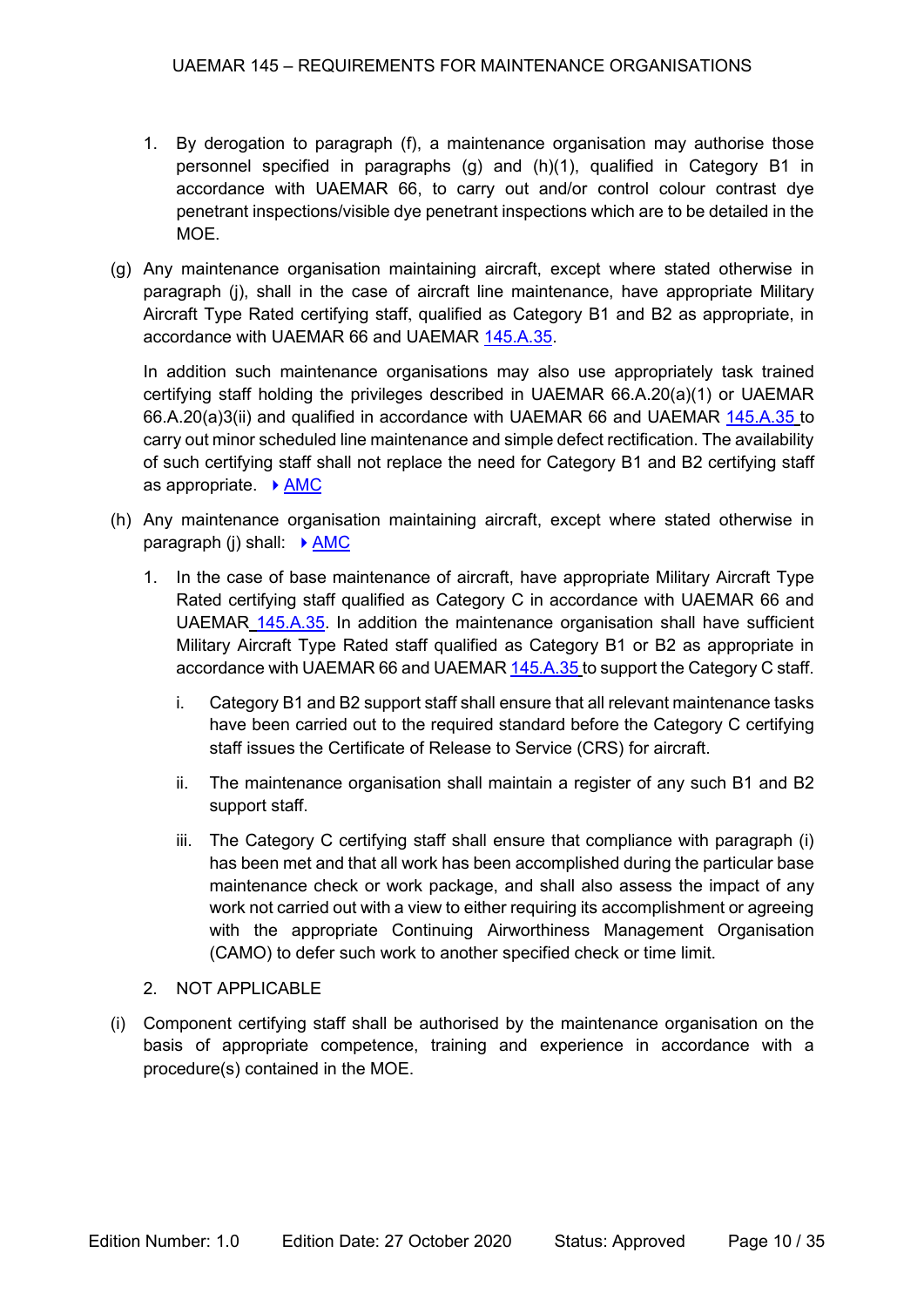1. By derogation to paragraph (f), a maintenance organisation may authorise those personnel specified in paragraphs (g) and (h)(1), qualified in Category B1 in accordance with UAEMAR 66, to carry out and/or control colour contrast dye penetrant inspections/visible dye penetrant inspections which are to be detailed in the MOE.

(g) Any maintenance organisation maintaining aircraft, except where stated otherwise in paragraph (j), shall in the case of aircraft line maintenance, have appropriate Military Aircraft Type Rated certifying staff, qualified as Category B1 and B2 as appropriate, in accordance with UAEMAR 66 and UAEMAR 145.A.35.

In addition such maintenance organisations may also use appropriately task trained certifying staff holding the privileges described in UAEMAR 66.A.20(a)(1) or UAEMAR 66.A.20(a)3(ii) and qualified in accordance with UAEMAR 66 and UAEMAR 145.A.35 to carry out minor scheduled line maintenance and simple defect rectification. The availability of such certifying staff shall not replace the need for Category B1 and B2 certifying staff as appropriate. ▸ AMC

(h) Any maintenance organisation maintaining aircraft, except where stated otherwise in paragraph (j) shall: ▸ AMC

1. In the case of base maintenance of aircraft, have appropriate Military Aircraft Type Rated certifying staff qualified as Category C in accordance with UAEMAR 66 and UAEMAR 145.A.35. In addition the maintenance organisation shall have sufficient Military Aircraft Type Rated staff qualified as Category B1 or B2 as appropriate in accordance with UAEMAR 66 and UAEMAR 145.A.35 to support the Category C staff.

   i. Category B1 and B2 support staff shall ensure that all relevant maintenance tasks have been carried out to the required standard before the Category C certifying staff issues the Certificate of Release to Service (CRS) for aircraft.

   ii. The maintenance organisation shall maintain a register of any such B1 and B2 support staff.

   iii. The Category C certifying staff shall ensure that compliance with paragraph (i) has been met and that all work has been accomplished during the particular base maintenance check or work package, and shall also assess the impact of any work not carried out with a view to either requiring its accomplishment or agreeing with the appropriate Continuing Airworthiness Management Organisation (CAMO) to defer such work to another specified check or time limit.

2. NOT APPLICABLE

(i) Component certifying staff shall be authorised by the maintenance organisation on the basis of appropriate competence, training and experience in accordance with a procedure(s) contained in the MOE.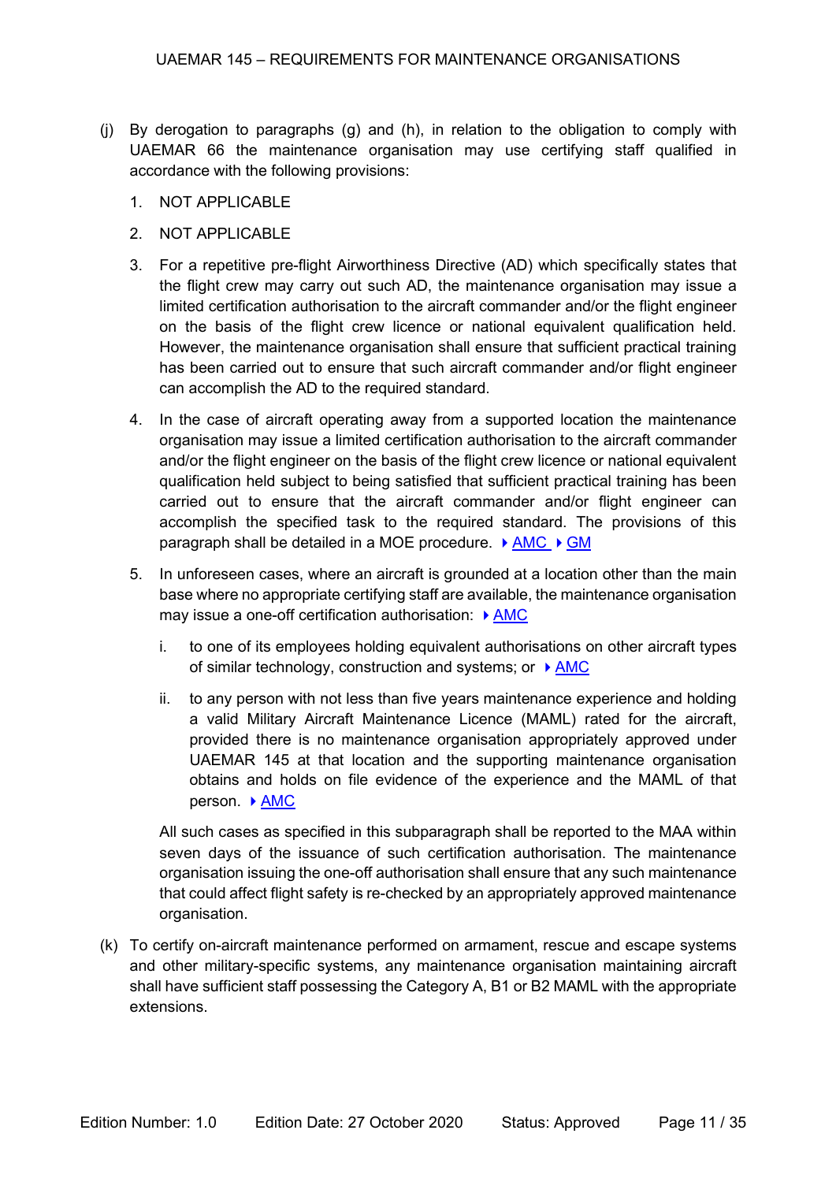(j) By derogation to paragraphs (g) and (h), in relation to the obligation to comply with UAEMAR 66 the maintenance organisation may use certifying staff qualified in accordance with the following provisions:

1. NOT APPLICABLE
2. NOT APPLICABLE
3. For a repetitive pre-flight Airworthiness Directive (AD) which specifically states that the flight crew may carry out such AD, the maintenance organisation may issue a limited certification authorisation to the aircraft commander and/or the flight engineer on the basis of the flight crew licence or national equivalent qualification held. However, the maintenance organisation shall ensure that sufficient practical training has been carried out to ensure that such aircraft commander and/or flight engineer can accomplish the AD to the required standard.
4. In the case of aircraft operating away from a supported location the maintenance organisation may issue a limited certification authorisation to the aircraft commander and/or the flight engineer on the basis of the flight crew licence or national equivalent qualification held subject to being satisfied that sufficient practical training has been carried out to ensure that the aircraft commander and/or flight engineer can accomplish the specified task to the required standard. The provisions of this paragraph shall be detailed in a MOE procedure. ▸ AMC ▸ GM
5. In unforeseen cases, where an aircraft is grounded at a location other than the main base where no appropriate certifying staff are available, the maintenance organisation may issue a one-off certification authorisation: ▸ AMC

   i. to one of its employees holding equivalent authorisations on other aircraft types of similar technology, construction and systems; or ▸ AMC

   ii. to any person with not less than five years maintenance experience and holding a valid Military Aircraft Maintenance Licence (MAML) rated for the aircraft, provided there is no maintenance organisation appropriately approved under UAEMAR 145 at that location and the supporting maintenance organisation obtains and holds on file evidence of the experience and the MAML of that person. ▸ AMC

   All such cases as specified in this subparagraph shall be reported to the MAA within seven days of the issuance of such certification authorisation. The maintenance organisation issuing the one-off authorisation shall ensure that any such maintenance that could affect flight safety is re-checked by an appropriately approved maintenance organisation.

(k) To certify on-aircraft maintenance performed on armament, rescue and escape systems and other military-specific systems, any maintenance organisation maintaining aircraft shall have sufficient staff possessing the Category A, B1 or B2 MAML with the appropriate extensions.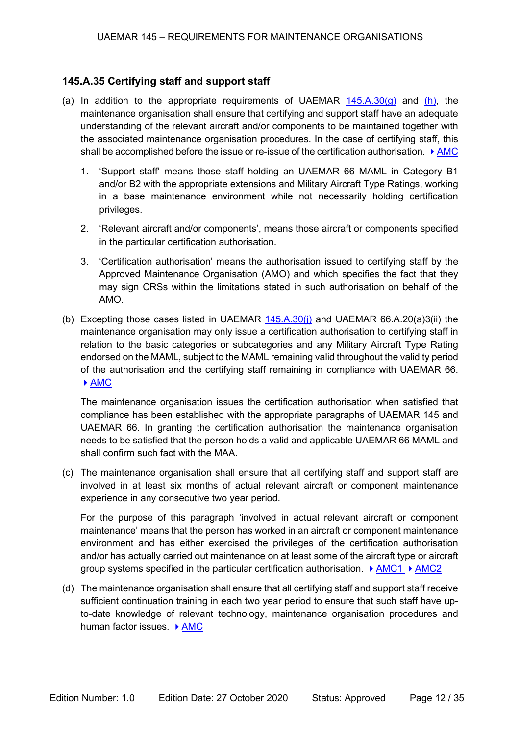### 145.A.35 Certifying staff and support staff

(a) In addition to the appropriate requirements of UAEMAR 145.A.30(g) and (h), the maintenance organisation shall ensure that certifying and support staff have an adequate understanding of the relevant aircraft and/or components to be maintained together with the associated maintenance organisation procedures. In the case of certifying staff, this shall be accomplished before the issue or re-issue of the certification authorisation. ▸ AMC

1. 'Support staff' means those staff holding an UAEMAR 66 MAML in Category B1 and/or B2 with the appropriate extensions and Military Aircraft Type Ratings, working in a base maintenance environment while not necessarily holding certification privileges.

2. 'Relevant aircraft and/or components', means those aircraft or components specified in the particular certification authorisation.

3. 'Certification authorisation' means the authorisation issued to certifying staff by the Approved Maintenance Organisation (AMO) and which specifies the fact that they may sign CRSs within the limitations stated in such authorisation on behalf of the AMO.

(b) Excepting those cases listed in UAEMAR 145.A.30(j) and UAEMAR 66.A.20(a)3(ii) the maintenance organisation may only issue a certification authorisation to certifying staff in relation to the basic categories or subcategories and any Military Aircraft Type Rating endorsed on the MAML, subject to the MAML remaining valid throughout the validity period of the authorisation and the certifying staff remaining in compliance with UAEMAR 66. ▸ AMC

The maintenance organisation issues the certification authorisation when satisfied that compliance has been established with the appropriate paragraphs of UAEMAR 145 and UAEMAR 66. In granting the certification authorisation the maintenance organisation needs to be satisfied that the person holds a valid and applicable UAEMAR 66 MAML and shall confirm such fact with the MAA.

(c) The maintenance organisation shall ensure that all certifying staff and support staff are involved in at least six months of actual relevant aircraft or component maintenance experience in any consecutive two year period.

For the purpose of this paragraph 'involved in actual relevant aircraft or component maintenance' means that the person has worked in an aircraft or component maintenance environment and has either exercised the privileges of the certification authorisation and/or has actually carried out maintenance on at least some of the aircraft type or aircraft group systems specified in the particular certification authorisation. ▸ AMC1 ▸ AMC2

(d) The maintenance organisation shall ensure that all certifying staff and support staff receive sufficient continuation training in each two year period to ensure that such staff have up-to-date knowledge of relevant technology, maintenance organisation procedures and human factor issues. ▸ AMC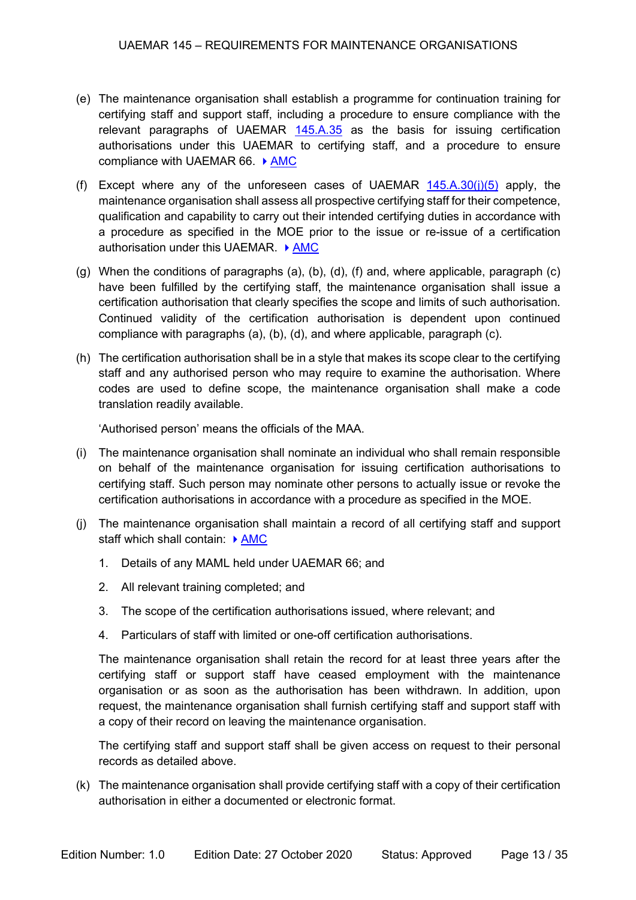(e) The maintenance organisation shall establish a programme for continuation training for certifying staff and support staff, including a procedure to ensure compliance with the relevant paragraphs of UAEMAR 145.A.35 as the basis for issuing certification authorisations under this UAEMAR to certifying staff, and a procedure to ensure compliance with UAEMAR 66. ▸ AMC

(f) Except where any of the unforeseen cases of UAEMAR 145.A.30(j)(5) apply, the maintenance organisation shall assess all prospective certifying staff for their competence, qualification and capability to carry out their intended certifying duties in accordance with a procedure as specified in the MOE prior to the issue or re-issue of a certification authorisation under this UAEMAR. ▸ AMC

(g) When the conditions of paragraphs (a), (b), (d), (f) and, where applicable, paragraph (c) have been fulfilled by the certifying staff, the maintenance organisation shall issue a certification authorisation that clearly specifies the scope and limits of such authorisation. Continued validity of the certification authorisation is dependent upon continued compliance with paragraphs (a), (b), (d), and where applicable, paragraph (c).

(h) The certification authorisation shall be in a style that makes its scope clear to the certifying staff and any authorised person who may require to examine the authorisation. Where codes are used to define scope, the maintenance organisation shall make a code translation readily available.

'Authorised person' means the officials of the MAA.

(i) The maintenance organisation shall nominate an individual who shall remain responsible on behalf of the maintenance organisation for issuing certification authorisations to certifying staff. Such person may nominate other persons to actually issue or revoke the certification authorisations in accordance with a procedure as specified in the MOE.

(j) The maintenance organisation shall maintain a record of all certifying staff and support staff which shall contain: ▸ AMC

1. Details of any MAML held under UAEMAR 66; and
2. All relevant training completed; and
3. The scope of the certification authorisations issued, where relevant; and
4. Particulars of staff with limited or one-off certification authorisations.

The maintenance organisation shall retain the record for at least three years after the certifying staff or support staff have ceased employment with the maintenance organisation or as soon as the authorisation has been withdrawn. In addition, upon request, the maintenance organisation shall furnish certifying staff and support staff with a copy of their record on leaving the maintenance organisation.

The certifying staff and support staff shall be given access on request to their personal records as detailed above.

(k) The maintenance organisation shall provide certifying staff with a copy of their certification authorisation in either a documented or electronic format.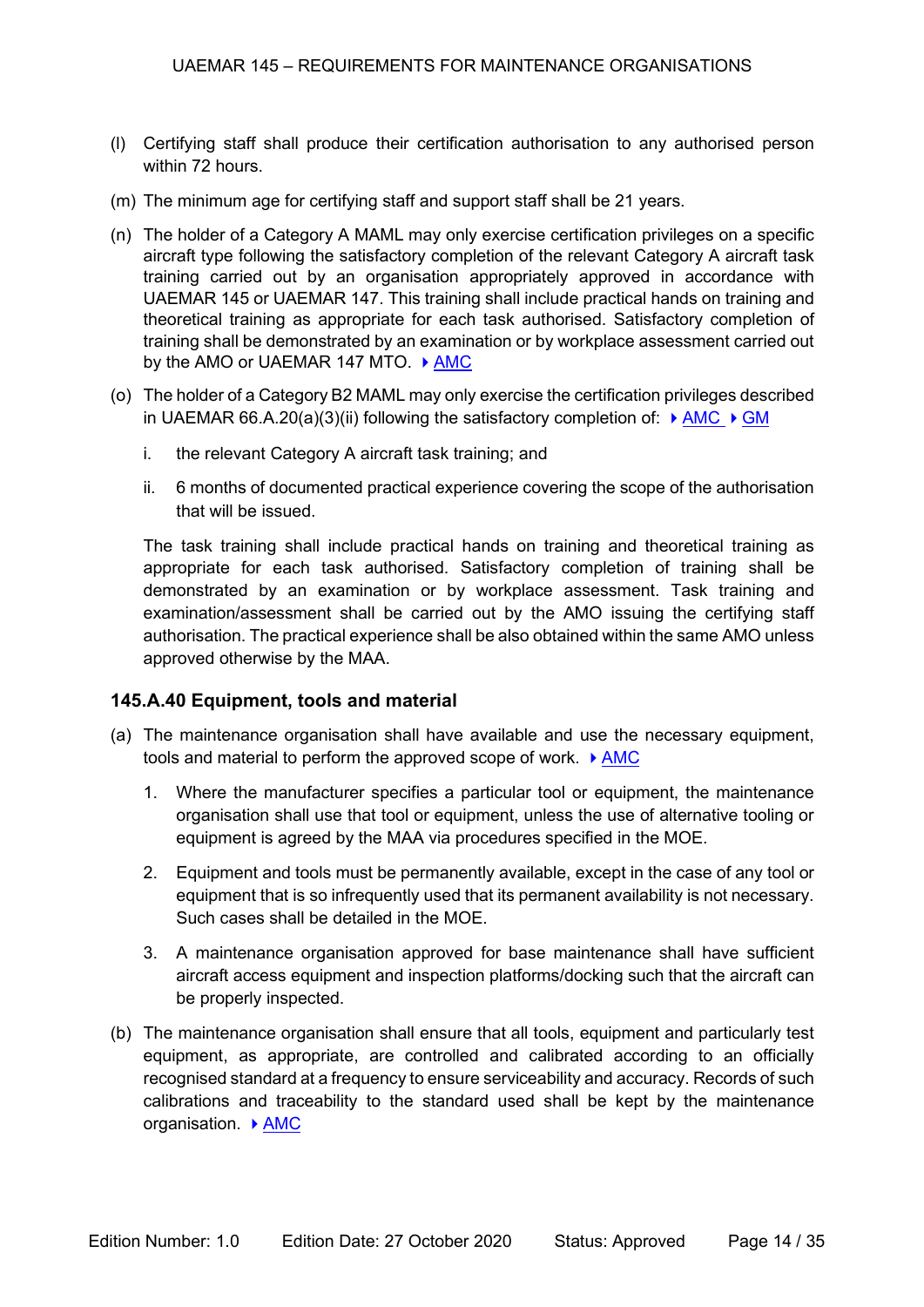(l) Certifying staff shall produce their certification authorisation to any authorised person within 72 hours.

(m) The minimum age for certifying staff and support staff shall be 21 years.

(n) The holder of a Category A MAML may only exercise certification privileges on a specific aircraft type following the satisfactory completion of the relevant Category A aircraft task training carried out by an organisation appropriately approved in accordance with UAEMAR 145 or UAEMAR 147. This training shall include practical hands on training and theoretical training as appropriate for each task authorised. Satisfactory completion of training shall be demonstrated by an examination or by workplace assessment carried out by the AMO or UAEMAR 147 MTO. ▸ AMC

(o) The holder of a Category B2 MAML may only exercise the certification privileges described in UAEMAR 66.A.20(a)(3)(ii) following the satisfactory completion of: ▸ AMC ▸ GM

   i. the relevant Category A aircraft task training; and

   ii. 6 months of documented practical experience covering the scope of the authorisation that will be issued.

   The task training shall include practical hands on training and theoretical training as appropriate for each task authorised. Satisfactory completion of training shall be demonstrated by an examination or by workplace assessment. Task training and examination/assessment shall be carried out by the AMO issuing the certifying staff authorisation. The practical experience shall be also obtained within the same AMO unless approved otherwise by the MAA.

### 145.A.40 Equipment, tools and material

(a) The maintenance organisation shall have available and use the necessary equipment, tools and material to perform the approved scope of work. ▸ AMC

   1. Where the manufacturer specifies a particular tool or equipment, the maintenance organisation shall use that tool or equipment, unless the use of alternative tooling or equipment is agreed by the MAA via procedures specified in the MOE.

   2. Equipment and tools must be permanently available, except in the case of any tool or equipment that is so infrequently used that its permanent availability is not necessary. Such cases shall be detailed in the MOE.

   3. A maintenance organisation approved for base maintenance shall have sufficient aircraft access equipment and inspection platforms/docking such that the aircraft can be properly inspected.

(b) The maintenance organisation shall ensure that all tools, equipment and particularly test equipment, as appropriate, are controlled and calibrated according to an officially recognised standard at a frequency to ensure serviceability and accuracy. Records of such calibrations and traceability to the standard used shall be kept by the maintenance organisation. ▸ AMC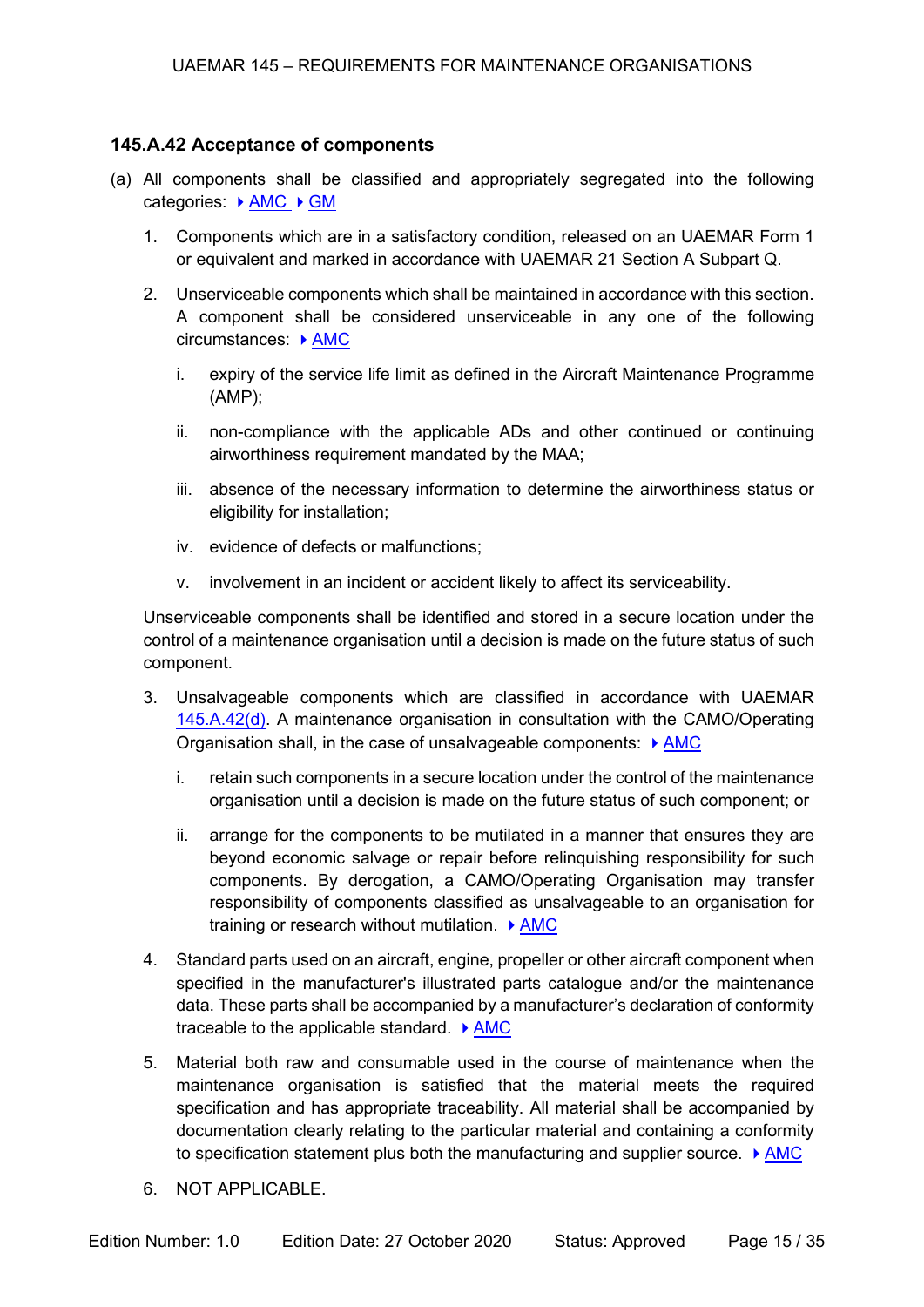### 145.A.42 Acceptance of components

(a) All components shall be classified and appropriately segregated into the following categories: ▸ AMC ▸ GM

1. Components which are in a satisfactory condition, released on an UAEMAR Form 1 or equivalent and marked in accordance with UAEMAR 21 Section A Subpart Q.

2. Unserviceable components which shall be maintained in accordance with this section. A component shall be considered unserviceable in any one of the following circumstances: ▸ AMC

   i. expiry of the service life limit as defined in the Aircraft Maintenance Programme (AMP);

   ii. non-compliance with the applicable ADs and other continued or continuing airworthiness requirement mandated by the MAA;

   iii. absence of the necessary information to determine the airworthiness status or eligibility for installation;

   iv. evidence of defects or malfunctions;

   v. involvement in an incident or accident likely to affect its serviceability.

   Unserviceable components shall be identified and stored in a secure location under the control of a maintenance organisation until a decision is made on the future status of such component.

3. Unsalvageable components which are classified in accordance with UAEMAR 145.A.42(d). A maintenance organisation in consultation with the CAMO/Operating Organisation shall, in the case of unsalvageable components: ▸ AMC

   i. retain such components in a secure location under the control of the maintenance organisation until a decision is made on the future status of such component; or

   ii. arrange for the components to be mutilated in a manner that ensures they are beyond economic salvage or repair before relinquishing responsibility for such components. By derogation, a CAMO/Operating Organisation may transfer responsibility of components classified as unsalvageable to an organisation for training or research without mutilation. ▸ AMC

4. Standard parts used on an aircraft, engine, propeller or other aircraft component when specified in the manufacturer's illustrated parts catalogue and/or the maintenance data. These parts shall be accompanied by a manufacturer's declaration of conformity traceable to the applicable standard. ▸ AMC

5. Material both raw and consumable used in the course of maintenance when the maintenance organisation is satisfied that the material meets the required specification and has appropriate traceability. All material shall be accompanied by documentation clearly relating to the particular material and containing a conformity to specification statement plus both the manufacturing and supplier source. ▸ AMC

6. NOT APPLICABLE.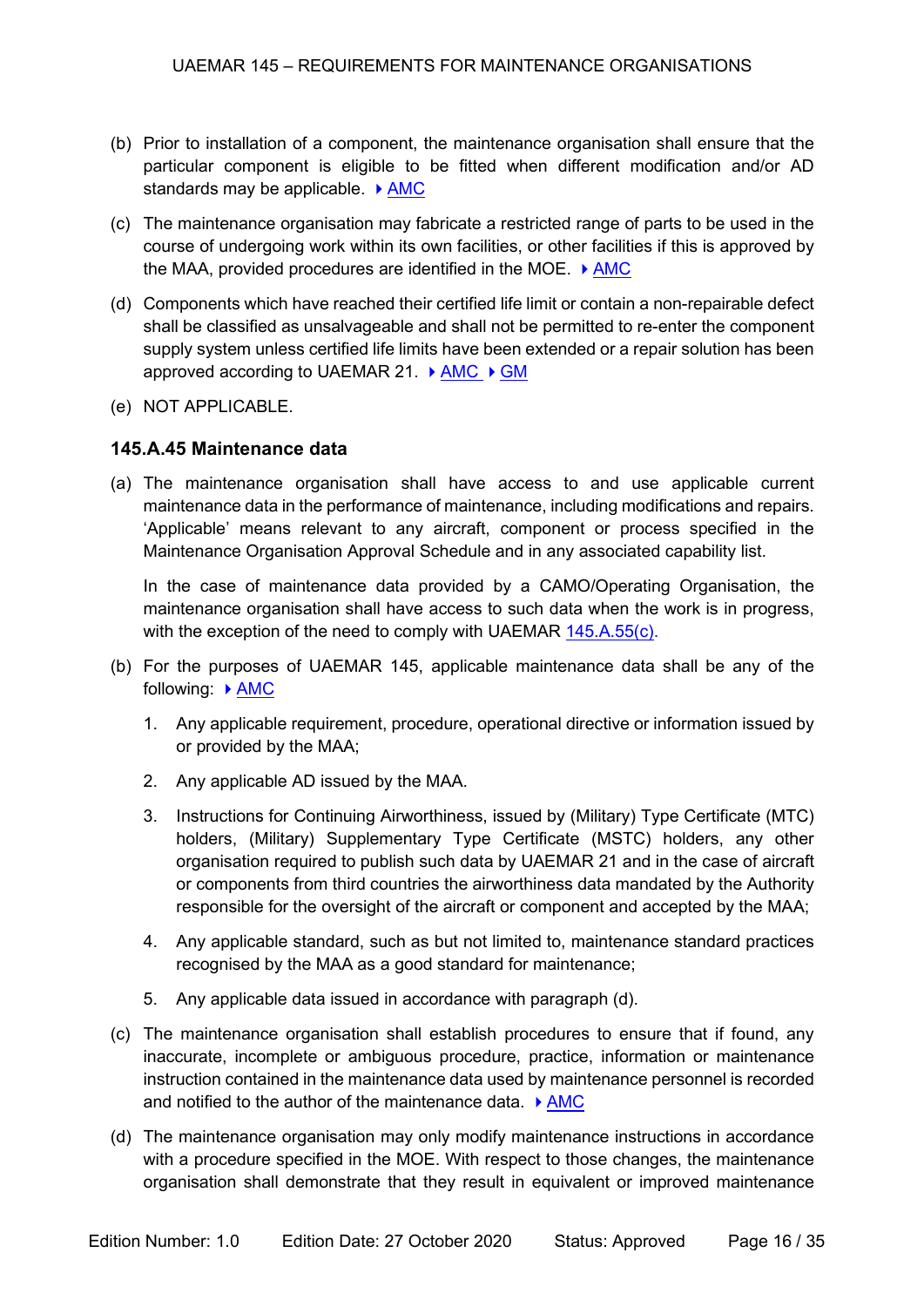(b) Prior to installation of a component, the maintenance organisation shall ensure that the particular component is eligible to be fitted when different modification and/or AD standards may be applicable. ▸ AMC

(c) The maintenance organisation may fabricate a restricted range of parts to be used in the course of undergoing work within its own facilities, or other facilities if this is approved by the MAA, provided procedures are identified in the MOE. ▸ AMC

(d) Components which have reached their certified life limit or contain a non-repairable defect shall be classified as unsalvageable and shall not be permitted to re-enter the component supply system unless certified life limits have been extended or a repair solution has been approved according to UAEMAR 21. ▸ AMC ▸ GM

(e) NOT APPLICABLE.

### 145.A.45 Maintenance data

(a) The maintenance organisation shall have access to and use applicable current maintenance data in the performance of maintenance, including modifications and repairs. 'Applicable' means relevant to any aircraft, component or process specified in the Maintenance Organisation Approval Schedule and in any associated capability list.

In the case of maintenance data provided by a CAMO/Operating Organisation, the maintenance organisation shall have access to such data when the work is in progress, with the exception of the need to comply with UAEMAR 145.A.55(c).

(b) For the purposes of UAEMAR 145, applicable maintenance data shall be any of the following: ▸ AMC

1. Any applicable requirement, procedure, operational directive or information issued by or provided by the MAA;

2. Any applicable AD issued by the MAA.

3. Instructions for Continuing Airworthiness, issued by (Military) Type Certificate (MTC) holders, (Military) Supplementary Type Certificate (MSTC) holders, any other organisation required to publish such data by UAEMAR 21 and in the case of aircraft or components from third countries the airworthiness data mandated by the Authority responsible for the oversight of the aircraft or component and accepted by the MAA;

4. Any applicable standard, such as but not limited to, maintenance standard practices recognised by the MAA as a good standard for maintenance;

5. Any applicable data issued in accordance with paragraph (d).

(c) The maintenance organisation shall establish procedures to ensure that if found, any inaccurate, incomplete or ambiguous procedure, practice, information or maintenance instruction contained in the maintenance data used by maintenance personnel is recorded and notified to the author of the maintenance data. ▸ AMC

(d) The maintenance organisation may only modify maintenance instructions in accordance with a procedure specified in the MOE. With respect to those changes, the maintenance organisation shall demonstrate that they result in equivalent or improved maintenance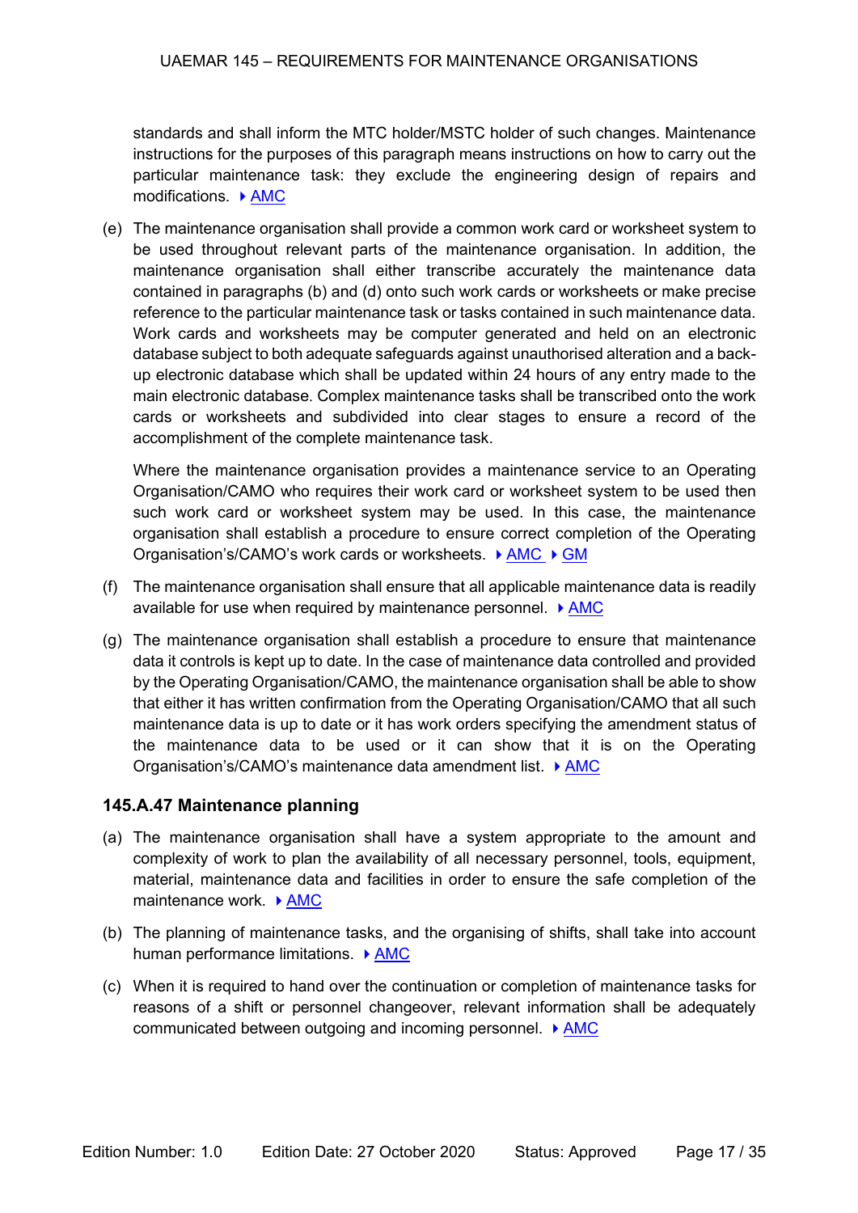standards and shall inform the MTC holder/MSTC holder of such changes. Maintenance instructions for the purposes of this paragraph means instructions on how to carry out the particular maintenance task: they exclude the engineering design of repairs and modifications. ▸ AMC

(e) The maintenance organisation shall provide a common work card or worksheet system to be used throughout relevant parts of the maintenance organisation. In addition, the maintenance organisation shall either transcribe accurately the maintenance data contained in paragraphs (b) and (d) onto such work cards or worksheets or make precise reference to the particular maintenance task or tasks contained in such maintenance data. Work cards and worksheets may be computer generated and held on an electronic database subject to both adequate safeguards against unauthorised alteration and a back-up electronic database which shall be updated within 24 hours of any entry made to the main electronic database. Complex maintenance tasks shall be transcribed onto the work cards or worksheets and subdivided into clear stages to ensure a record of the accomplishment of the complete maintenance task.

    Where the maintenance organisation provides a maintenance service to an Operating Organisation/CAMO who requires their work card or worksheet system to be used then such work card or worksheet system may be used. In this case, the maintenance organisation shall establish a procedure to ensure correct completion of the Operating Organisation's/CAMO's work cards or worksheets. ▸ AMC ▸ GM

(f) The maintenance organisation shall ensure that all applicable maintenance data is readily available for use when required by maintenance personnel. ▸ AMC

(g) The maintenance organisation shall establish a procedure to ensure that maintenance data it controls is kept up to date. In the case of maintenance data controlled and provided by the Operating Organisation/CAMO, the maintenance organisation shall be able to show that either it has written confirmation from the Operating Organisation/CAMO that all such maintenance data is up to date or it has work orders specifying the amendment status of the maintenance data to be used or it can show that it is on the Operating Organisation's/CAMO's maintenance data amendment list. ▸ AMC

### 145.A.47 Maintenance planning

(a) The maintenance organisation shall have a system appropriate to the amount and complexity of work to plan the availability of all necessary personnel, tools, equipment, material, maintenance data and facilities in order to ensure the safe completion of the maintenance work. ▸ AMC

(b) The planning of maintenance tasks, and the organising of shifts, shall take into account human performance limitations. ▸ AMC

(c) When it is required to hand over the continuation or completion of maintenance tasks for reasons of a shift or personnel changeover, relevant information shall be adequately communicated between outgoing and incoming personnel. ▸ AMC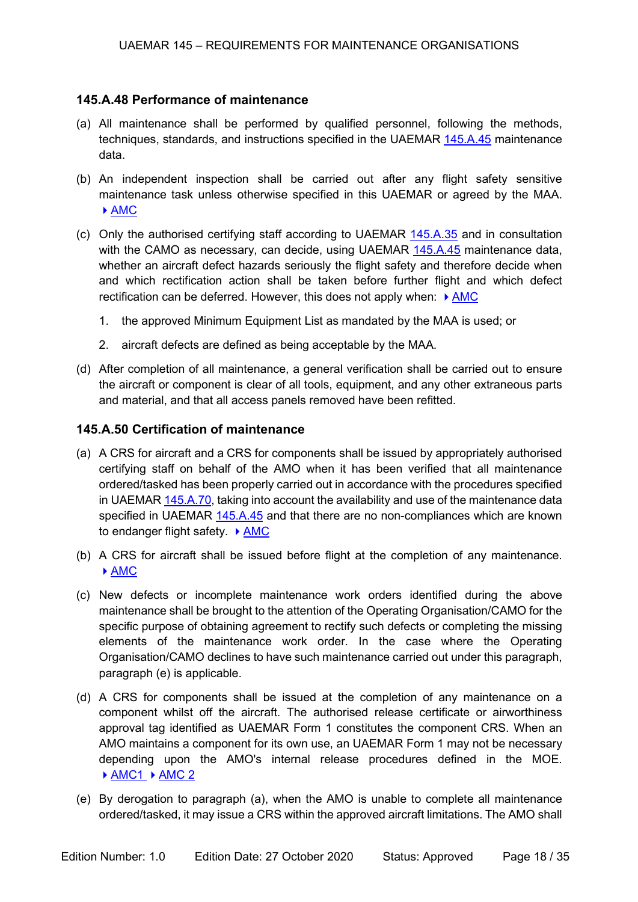### 145.A.48 Performance of maintenance

(a) All maintenance shall be performed by qualified personnel, following the methods, techniques, standards, and instructions specified in the UAEMAR 145.A.45 maintenance data.

(b) An independent inspection shall be carried out after any flight safety sensitive maintenance task unless otherwise specified in this UAEMAR or agreed by the MAA. ▸ AMC

(c) Only the authorised certifying staff according to UAEMAR 145.A.35 and in consultation with the CAMO as necessary, can decide, using UAEMAR 145.A.45 maintenance data, whether an aircraft defect hazards seriously the flight safety and therefore decide when and which rectification action shall be taken before further flight and which defect rectification can be deferred. However, this does not apply when: ▸ AMC

   1. the approved Minimum Equipment List as mandated by the MAA is used; or

   2. aircraft defects are defined as being acceptable by the MAA.

(d) After completion of all maintenance, a general verification shall be carried out to ensure the aircraft or component is clear of all tools, equipment, and any other extraneous parts and material, and that all access panels removed have been refitted.

### 145.A.50 Certification of maintenance

(a) A CRS for aircraft and a CRS for components shall be issued by appropriately authorised certifying staff on behalf of the AMO when it has been verified that all maintenance ordered/tasked has been properly carried out in accordance with the procedures specified in UAEMAR 145.A.70, taking into account the availability and use of the maintenance data specified in UAEMAR 145.A.45 and that there are no non-compliances which are known to endanger flight safety. ▸ AMC

(b) A CRS for aircraft shall be issued before flight at the completion of any maintenance. ▸ AMC

(c) New defects or incomplete maintenance work orders identified during the above maintenance shall be brought to the attention of the Operating Organisation/CAMO for the specific purpose of obtaining agreement to rectify such defects or completing the missing elements of the maintenance work order. In the case where the Operating Organisation/CAMO declines to have such maintenance carried out under this paragraph, paragraph (e) is applicable.

(d) A CRS for components shall be issued at the completion of any maintenance on a component whilst off the aircraft. The authorised release certificate or airworthiness approval tag identified as UAEMAR Form 1 constitutes the component CRS. When an AMO maintains a component for its own use, an UAEMAR Form 1 may not be necessary depending upon the AMO's internal release procedures defined in the MOE. ▸ AMC1 ▸ AMC 2

(e) By derogation to paragraph (a), when the AMO is unable to complete all maintenance ordered/tasked, it may issue a CRS within the approved aircraft limitations. The AMO shall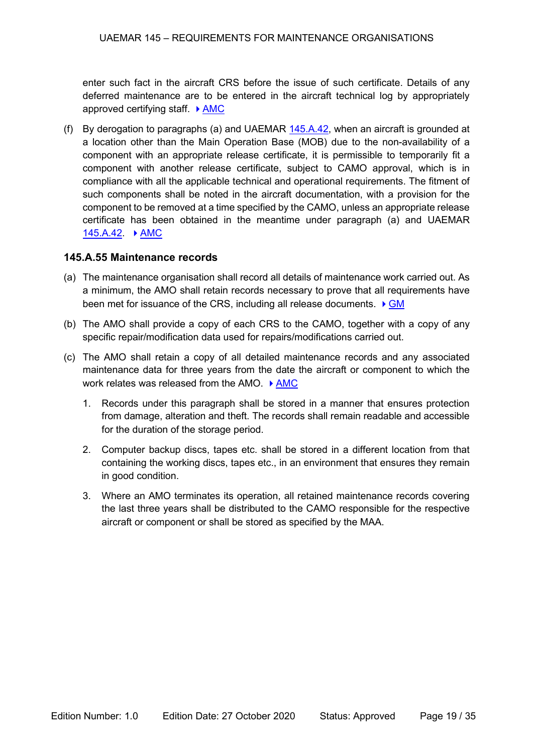enter such fact in the aircraft CRS before the issue of such certificate. Details of any deferred maintenance are to be entered in the aircraft technical log by appropriately approved certifying staff. ▸ AMC

(f) By derogation to paragraphs (a) and UAEMAR 145.A.42, when an aircraft is grounded at a location other than the Main Operation Base (MOB) due to the non-availability of a component with an appropriate release certificate, it is permissible to temporarily fit a component with another release certificate, subject to CAMO approval, which is in compliance with all the applicable technical and operational requirements. The fitment of such components shall be noted in the aircraft documentation, with a provision for the component to be removed at a time specified by the CAMO, unless an appropriate release certificate has been obtained in the meantime under paragraph (a) and UAEMAR 145.A.42. ▸ AMC

### 145.A.55 Maintenance records

(a) The maintenance organisation shall record all details of maintenance work carried out. As a minimum, the AMO shall retain records necessary to prove that all requirements have been met for issuance of the CRS, including all release documents. ▸ GM

(b) The AMO shall provide a copy of each CRS to the CAMO, together with a copy of any specific repair/modification data used for repairs/modifications carried out.

(c) The AMO shall retain a copy of all detailed maintenance records and any associated maintenance data for three years from the date the aircraft or component to which the work relates was released from the AMO. ▸ AMC

   1. Records under this paragraph shall be stored in a manner that ensures protection from damage, alteration and theft. The records shall remain readable and accessible for the duration of the storage period.

   2. Computer backup discs, tapes etc. shall be stored in a different location from that containing the working discs, tapes etc., in an environment that ensures they remain in good condition.

   3. Where an AMO terminates its operation, all retained maintenance records covering the last three years shall be distributed to the CAMO responsible for the respective aircraft or component or shall be stored as specified by the MAA.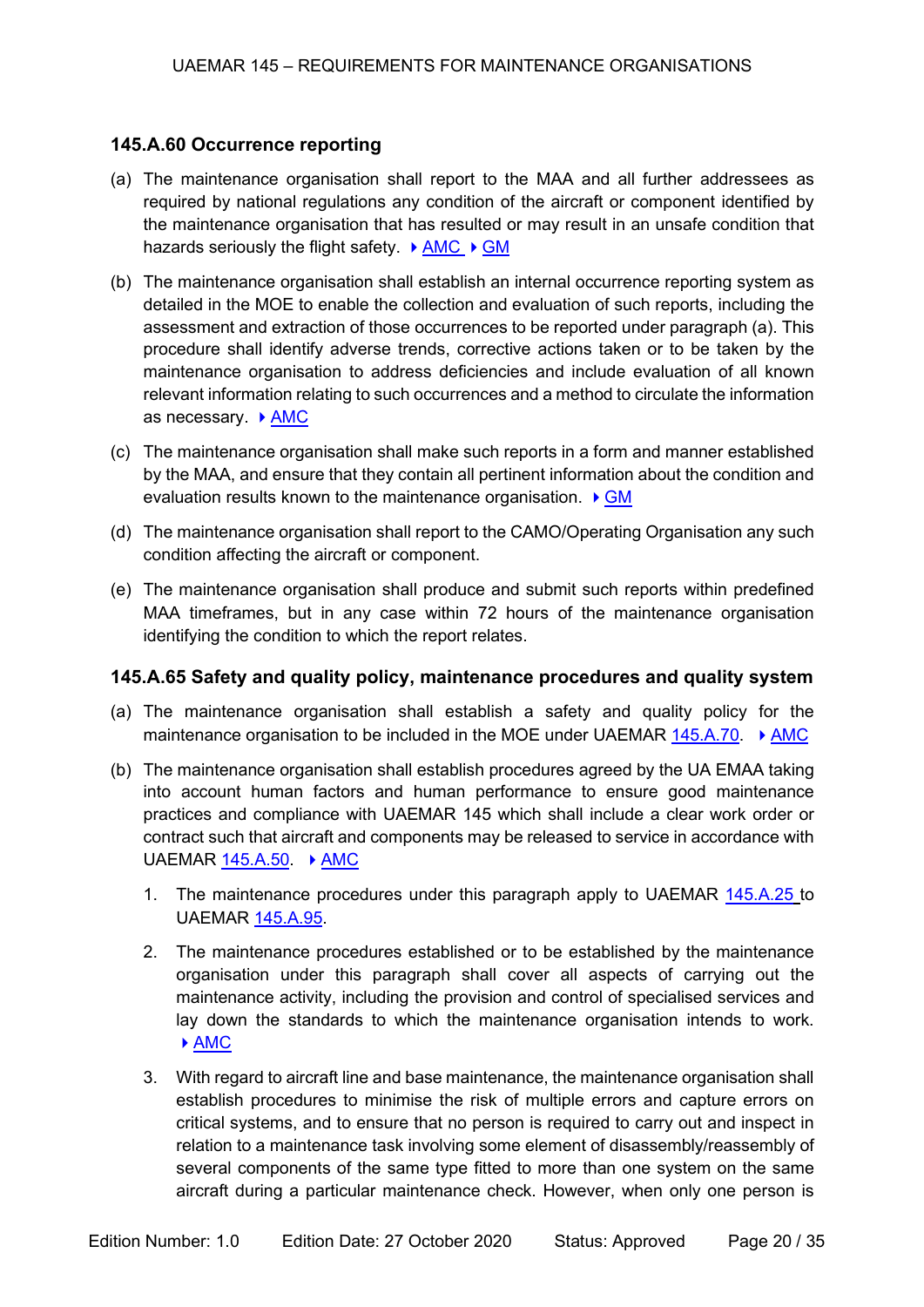### 145.A.60 Occurrence reporting

(a) The maintenance organisation shall report to the MAA and all further addressees as required by national regulations any condition of the aircraft or component identified by the maintenance organisation that has resulted or may result in an unsafe condition that hazards seriously the flight safety. ▸ AMC ▸ GM

(b) The maintenance organisation shall establish an internal occurrence reporting system as detailed in the MOE to enable the collection and evaluation of such reports, including the assessment and extraction of those occurrences to be reported under paragraph (a). This procedure shall identify adverse trends, corrective actions taken or to be taken by the maintenance organisation to address deficiencies and include evaluation of all known relevant information relating to such occurrences and a method to circulate the information as necessary. ▸ AMC

(c) The maintenance organisation shall make such reports in a form and manner established by the MAA, and ensure that they contain all pertinent information about the condition and evaluation results known to the maintenance organisation. ▸ GM

(d) The maintenance organisation shall report to the CAMO/Operating Organisation any such condition affecting the aircraft or component.

(e) The maintenance organisation shall produce and submit such reports within predefined MAA timeframes, but in any case within 72 hours of the maintenance organisation identifying the condition to which the report relates.

### 145.A.65 Safety and quality policy, maintenance procedures and quality system

(a) The maintenance organisation shall establish a safety and quality policy for the maintenance organisation to be included in the MOE under UAEMAR 145.A.70. ▸ AMC

(b) The maintenance organisation shall establish procedures agreed by the UA EMAA taking into account human factors and human performance to ensure good maintenance practices and compliance with UAEMAR 145 which shall include a clear work order or contract such that aircraft and components may be released to service in accordance with UAEMAR 145.A.50. ▸ AMC

1. The maintenance procedures under this paragraph apply to UAEMAR 145.A.25 to UAEMAR 145.A.95.

2. The maintenance procedures established or to be established by the maintenance organisation under this paragraph shall cover all aspects of carrying out the maintenance activity, including the provision and control of specialised services and lay down the standards to which the maintenance organisation intends to work. ▸ AMC

3. With regard to aircraft line and base maintenance, the maintenance organisation shall establish procedures to minimise the risk of multiple errors and capture errors on critical systems, and to ensure that no person is required to carry out and inspect in relation to a maintenance task involving some element of disassembly/reassembly of several components of the same type fitted to more than one system on the same aircraft during a particular maintenance check. However, when only one person is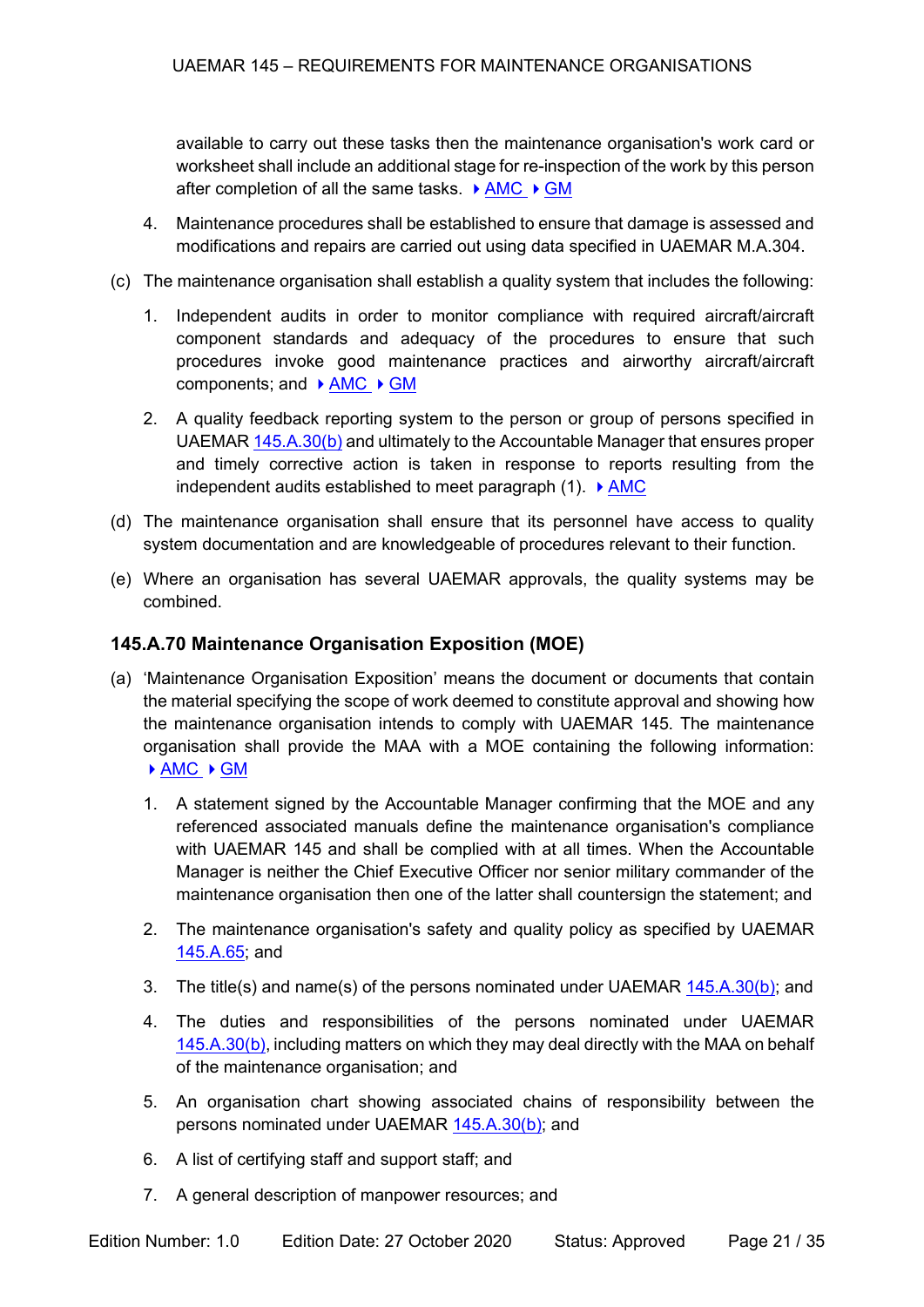available to carry out these tasks then the maintenance organisation's work card or worksheet shall include an additional stage for re-inspection of the work by this person after completion of all the same tasks. ▸ AMC ▸ GM

4. Maintenance procedures shall be established to ensure that damage is assessed and modifications and repairs are carried out using data specified in UAEMAR M.A.304.

(c) The maintenance organisation shall establish a quality system that includes the following:

1. Independent audits in order to monitor compliance with required aircraft/aircraft component standards and adequacy of the procedures to ensure that such procedures invoke good maintenance practices and airworthy aircraft/aircraft components; and ▸ AMC ▸ GM

2. A quality feedback reporting system to the person or group of persons specified in UAEMAR 145.A.30(b) and ultimately to the Accountable Manager that ensures proper and timely corrective action is taken in response to reports resulting from the independent audits established to meet paragraph (1). ▸ AMC

(d) The maintenance organisation shall ensure that its personnel have access to quality system documentation and are knowledgeable of procedures relevant to their function.

(e) Where an organisation has several UAEMAR approvals, the quality systems may be combined.

### 145.A.70 Maintenance Organisation Exposition (MOE)

(a) 'Maintenance Organisation Exposition' means the document or documents that contain the material specifying the scope of work deemed to constitute approval and showing how the maintenance organisation intends to comply with UAEMAR 145. The maintenance organisation shall provide the MAA with a MOE containing the following information: ▸ AMC ▸ GM

1. A statement signed by the Accountable Manager confirming that the MOE and any referenced associated manuals define the maintenance organisation's compliance with UAEMAR 145 and shall be complied with at all times. When the Accountable Manager is neither the Chief Executive Officer nor senior military commander of the maintenance organisation then one of the latter shall countersign the statement; and

2. The maintenance organisation's safety and quality policy as specified by UAEMAR 145.A.65; and

3. The title(s) and name(s) of the persons nominated under UAEMAR 145.A.30(b); and

4. The duties and responsibilities of the persons nominated under UAEMAR 145.A.30(b), including matters on which they may deal directly with the MAA on behalf of the maintenance organisation; and

5. An organisation chart showing associated chains of responsibility between the persons nominated under UAEMAR 145.A.30(b); and

6. A list of certifying staff and support staff; and

7. A general description of manpower resources; and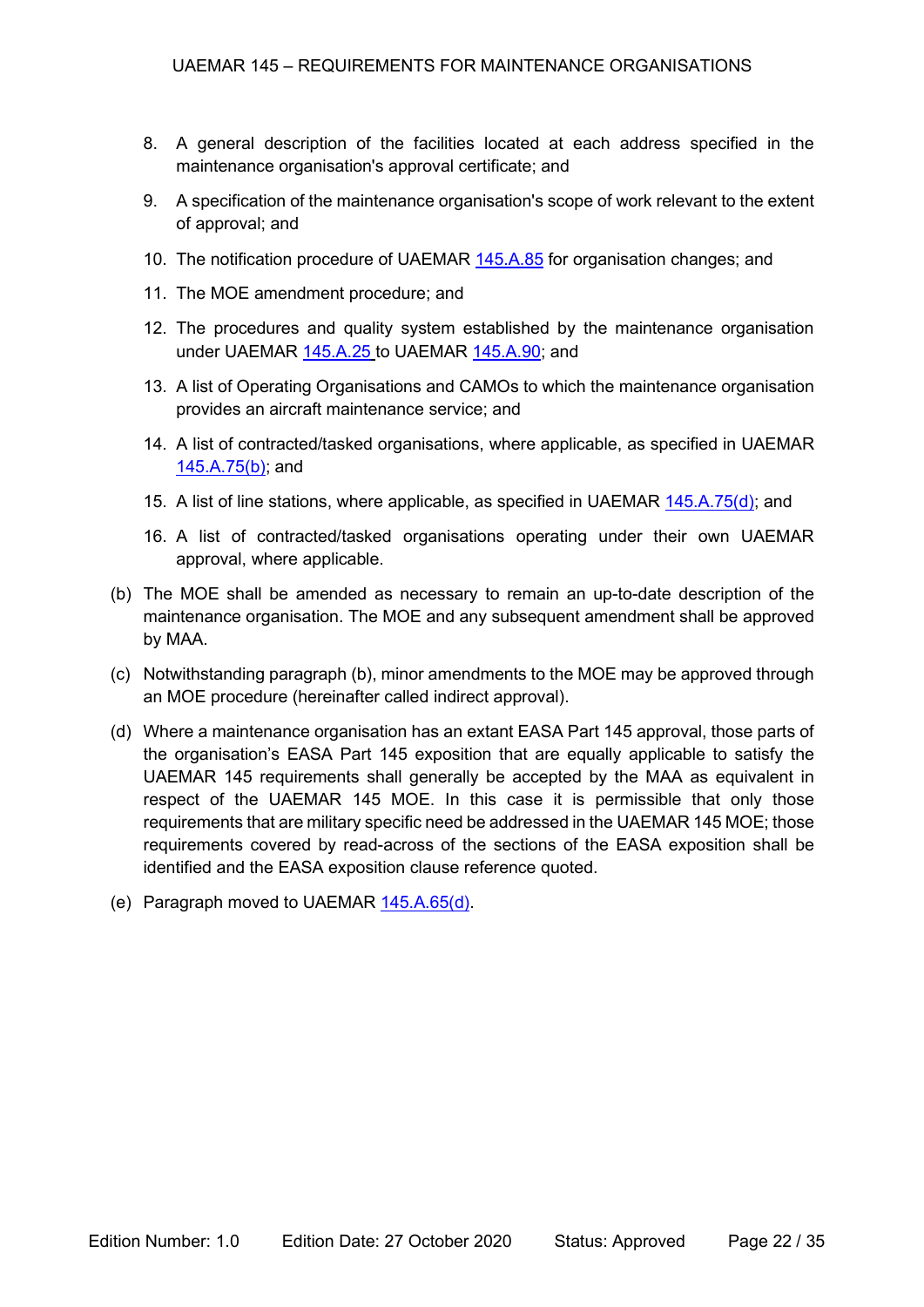8. A general description of the facilities located at each address specified in the maintenance organisation's approval certificate; and

9. A specification of the maintenance organisation's scope of work relevant to the extent of approval; and

10. The notification procedure of UAEMAR 145.A.85 for organisation changes; and

11. The MOE amendment procedure; and

12. The procedures and quality system established by the maintenance organisation under UAEMAR 145.A.25 to UAEMAR 145.A.90; and

13. A list of Operating Organisations and CAMOs to which the maintenance organisation provides an aircraft maintenance service; and

14. A list of contracted/tasked organisations, where applicable, as specified in UAEMAR 145.A.75(b); and

15. A list of line stations, where applicable, as specified in UAEMAR 145.A.75(d); and

16. A list of contracted/tasked organisations operating under their own UAEMAR approval, where applicable.

(b) The MOE shall be amended as necessary to remain an up-to-date description of the maintenance organisation. The MOE and any subsequent amendment shall be approved by MAA.

(c) Notwithstanding paragraph (b), minor amendments to the MOE may be approved through an MOE procedure (hereinafter called indirect approval).

(d) Where a maintenance organisation has an extant EASA Part 145 approval, those parts of the organisation's EASA Part 145 exposition that are equally applicable to satisfy the UAEMAR 145 requirements shall generally be accepted by the MAA as equivalent in respect of the UAEMAR 145 MOE. In this case it is permissible that only those requirements that are military specific need be addressed in the UAEMAR 145 MOE; those requirements covered by read-across of the sections of the EASA exposition shall be identified and the EASA exposition clause reference quoted.

(e) Paragraph moved to UAEMAR 145.A.65(d).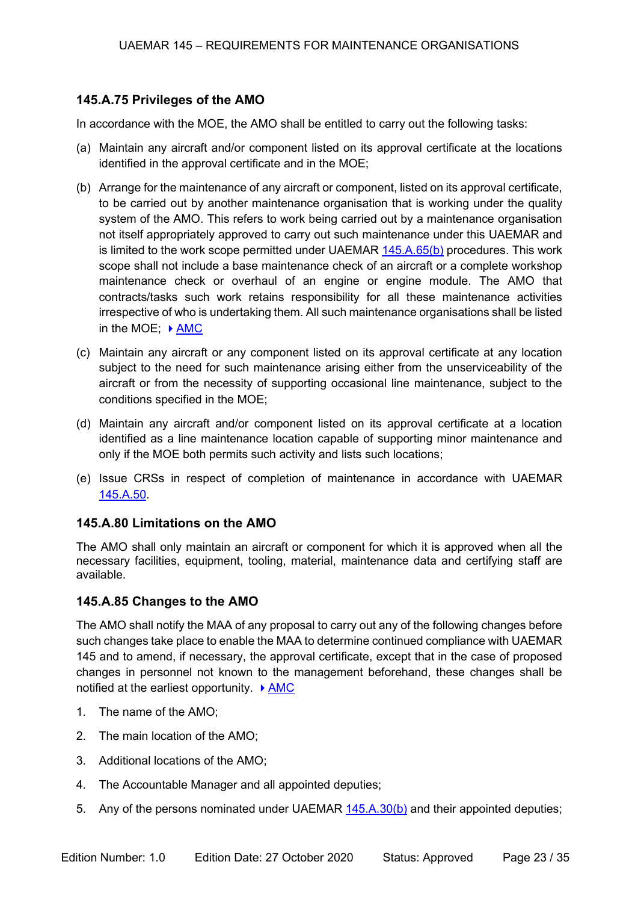### 145.A.75 Privileges of the AMO

In accordance with the MOE, the AMO shall be entitled to carry out the following tasks:

(a) Maintain any aircraft and/or component listed on its approval certificate at the locations identified in the approval certificate and in the MOE;

(b) Arrange for the maintenance of any aircraft or component, listed on its approval certificate, to be carried out by another maintenance organisation that is working under the quality system of the AMO. This refers to work being carried out by a maintenance organisation not itself appropriately approved to carry out such maintenance under this UAEMAR and is limited to the work scope permitted under UAEMAR 145.A.65(b) procedures. This work scope shall not include a base maintenance check of an aircraft or a complete workshop maintenance check or overhaul of an engine or engine module. The AMO that contracts/tasks such work retains responsibility for all these maintenance activities irrespective of who is undertaking them. All such maintenance organisations shall be listed in the MOE; ▸ AMC

(c) Maintain any aircraft or any component listed on its approval certificate at any location subject to the need for such maintenance arising either from the unserviceability of the aircraft or from the necessity of supporting occasional line maintenance, subject to the conditions specified in the MOE;

(d) Maintain any aircraft and/or component listed on its approval certificate at a location identified as a line maintenance location capable of supporting minor maintenance and only if the MOE both permits such activity and lists such locations;

(e) Issue CRSs in respect of completion of maintenance in accordance with UAEMAR 145.A.50.

### 145.A.80 Limitations on the AMO

The AMO shall only maintain an aircraft or component for which it is approved when all the necessary facilities, equipment, tooling, material, maintenance data and certifying staff are available.

### 145.A.85 Changes to the AMO

The AMO shall notify the MAA of any proposal to carry out any of the following changes before such changes take place to enable the MAA to determine continued compliance with UAEMAR 145 and to amend, if necessary, the approval certificate, except that in the case of proposed changes in personnel not known to the management beforehand, these changes shall be notified at the earliest opportunity. ▸ AMC

1. The name of the AMO;
2. The main location of the AMO;
3. Additional locations of the AMO;
4. The Accountable Manager and all appointed deputies;
5. Any of the persons nominated under UAEMAR 145.A.30(b) and their appointed deputies;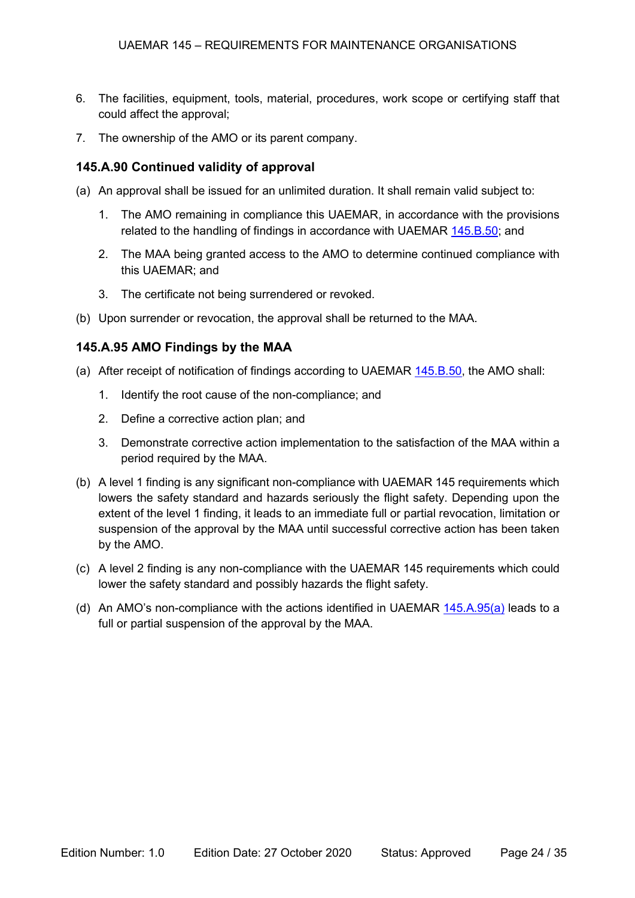6. The facilities, equipment, tools, material, procedures, work scope or certifying staff that could affect the approval;

7. The ownership of the AMO or its parent company.

### 145.A.90 Continued validity of approval

(a) An approval shall be issued for an unlimited duration. It shall remain valid subject to:

   1. The AMO remaining in compliance this UAEMAR, in accordance with the provisions related to the handling of findings in accordance with UAEMAR 145.B.50; and

   2. The MAA being granted access to the AMO to determine continued compliance with this UAEMAR; and

   3. The certificate not being surrendered or revoked.

(b) Upon surrender or revocation, the approval shall be returned to the MAA.

### 145.A.95 AMO Findings by the MAA

(a) After receipt of notification of findings according to UAEMAR 145.B.50, the AMO shall:

   1. Identify the root cause of the non-compliance; and

   2. Define a corrective action plan; and

   3. Demonstrate corrective action implementation to the satisfaction of the MAA within a period required by the MAA.

(b) A level 1 finding is any significant non-compliance with UAEMAR 145 requirements which lowers the safety standard and hazards seriously the flight safety. Depending upon the extent of the level 1 finding, it leads to an immediate full or partial revocation, limitation or suspension of the approval by the MAA until successful corrective action has been taken by the AMO.

(c) A level 2 finding is any non-compliance with the UAEMAR 145 requirements which could lower the safety standard and possibly hazards the flight safety.

(d) An AMO's non-compliance with the actions identified in UAEMAR 145.A.95(a) leads to a full or partial suspension of the approval by the MAA.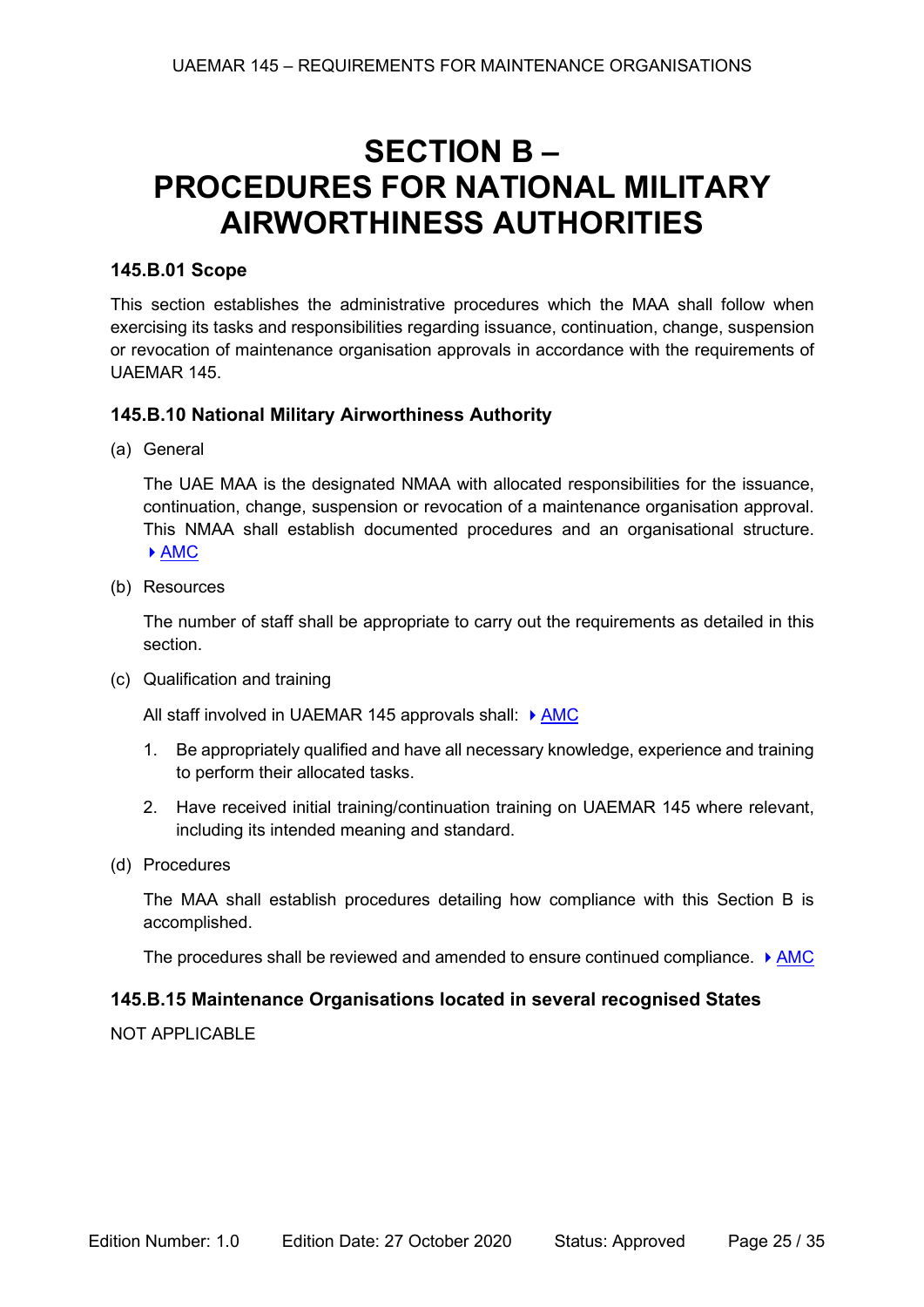# SECTION B – PROCEDURES FOR NATIONAL MILITARY AIRWORTHINESS AUTHORITIES

### 145.B.01 Scope

This section establishes the administrative procedures which the MAA shall follow when exercising its tasks and responsibilities regarding issuance, continuation, change, suspension or revocation of maintenance organisation approvals in accordance with the requirements of UAEMAR 145.

### 145.B.10 National Military Airworthiness Authority

(a) General

The UAE MAA is the designated NMAA with allocated responsibilities for the issuance, continuation, change, suspension or revocation of a maintenance organisation approval. This NMAA shall establish documented procedures and an organisational structure. ▸ AMC

(b) Resources

The number of staff shall be appropriate to carry out the requirements as detailed in this section.

(c) Qualification and training

All staff involved in UAEMAR 145 approvals shall: ▸ AMC

1. Be appropriately qualified and have all necessary knowledge, experience and training to perform their allocated tasks.
2. Have received initial training/continuation training on UAEMAR 145 where relevant, including its intended meaning and standard.

(d) Procedures

The MAA shall establish procedures detailing how compliance with this Section B is accomplished.

The procedures shall be reviewed and amended to ensure continued compliance. ▸ AMC

### 145.B.15 Maintenance Organisations located in several recognised States

NOT APPLICABLE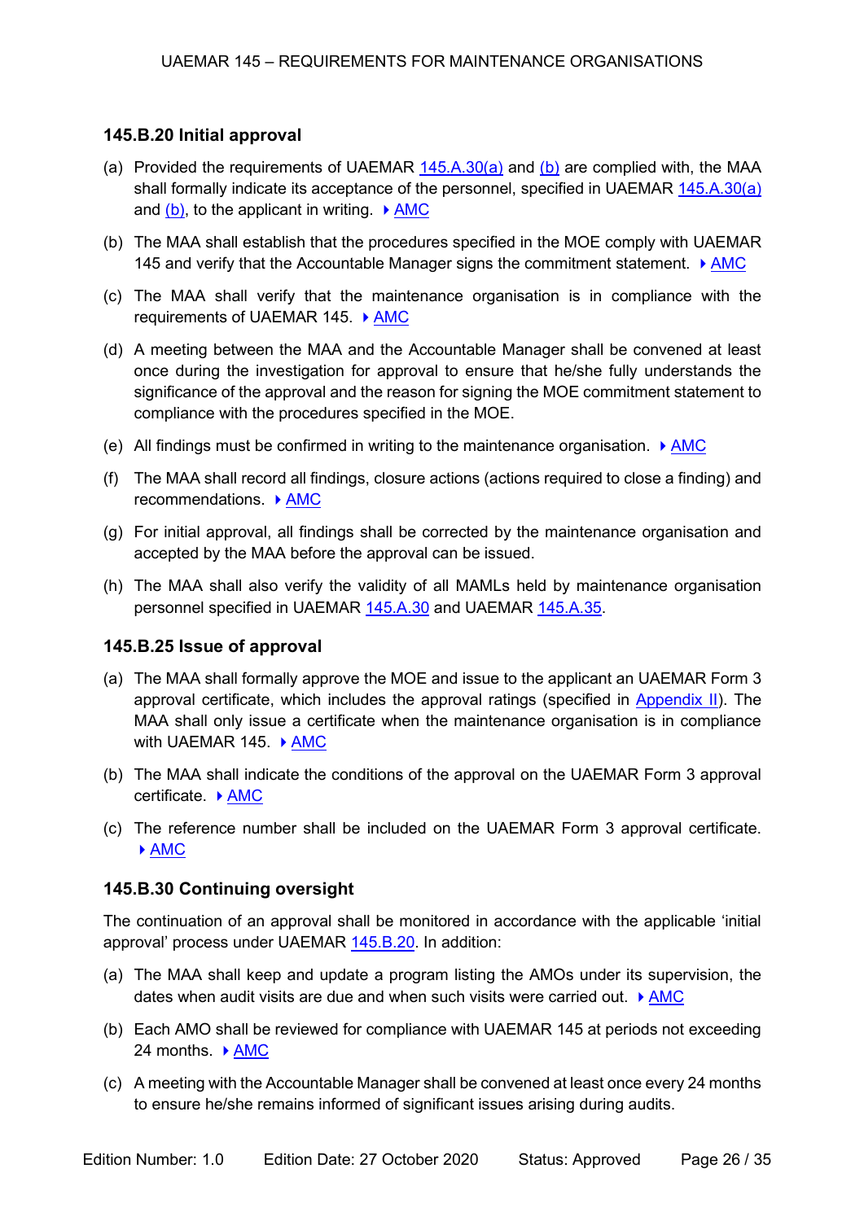### 145.B.20 Initial approval

(a) Provided the requirements of UAEMAR 145.A.30(a) and (b) are complied with, the MAA shall formally indicate its acceptance of the personnel, specified in UAEMAR 145.A.30(a) and (b), to the applicant in writing. ▸ AMC

(b) The MAA shall establish that the procedures specified in the MOE comply with UAEMAR 145 and verify that the Accountable Manager signs the commitment statement. ▸ AMC

(c) The MAA shall verify that the maintenance organisation is in compliance with the requirements of UAEMAR 145. ▸ AMC

(d) A meeting between the MAA and the Accountable Manager shall be convened at least once during the investigation for approval to ensure that he/she fully understands the significance of the approval and the reason for signing the MOE commitment statement to compliance with the procedures specified in the MOE.

(e) All findings must be confirmed in writing to the maintenance organisation. ▸ AMC

(f) The MAA shall record all findings, closure actions (actions required to close a finding) and recommendations. ▸ AMC

(g) For initial approval, all findings shall be corrected by the maintenance organisation and accepted by the MAA before the approval can be issued.

(h) The MAA shall also verify the validity of all MAMLs held by maintenance organisation personnel specified in UAEMAR 145.A.30 and UAEMAR 145.A.35.

### 145.B.25 Issue of approval

(a) The MAA shall formally approve the MOE and issue to the applicant an UAEMAR Form 3 approval certificate, which includes the approval ratings (specified in Appendix II). The MAA shall only issue a certificate when the maintenance organisation is in compliance with UAEMAR 145. ▸ AMC

(b) The MAA shall indicate the conditions of the approval on the UAEMAR Form 3 approval certificate. ▸ AMC

(c) The reference number shall be included on the UAEMAR Form 3 approval certificate. ▸ AMC

### 145.B.30 Continuing oversight

The continuation of an approval shall be monitored in accordance with the applicable 'initial approval' process under UAEMAR 145.B.20. In addition:

(a) The MAA shall keep and update a program listing the AMOs under its supervision, the dates when audit visits are due and when such visits were carried out. ▸ AMC

(b) Each AMO shall be reviewed for compliance with UAEMAR 145 at periods not exceeding 24 months. ▸ AMC

(c) A meeting with the Accountable Manager shall be convened at least once every 24 months to ensure he/she remains informed of significant issues arising during audits.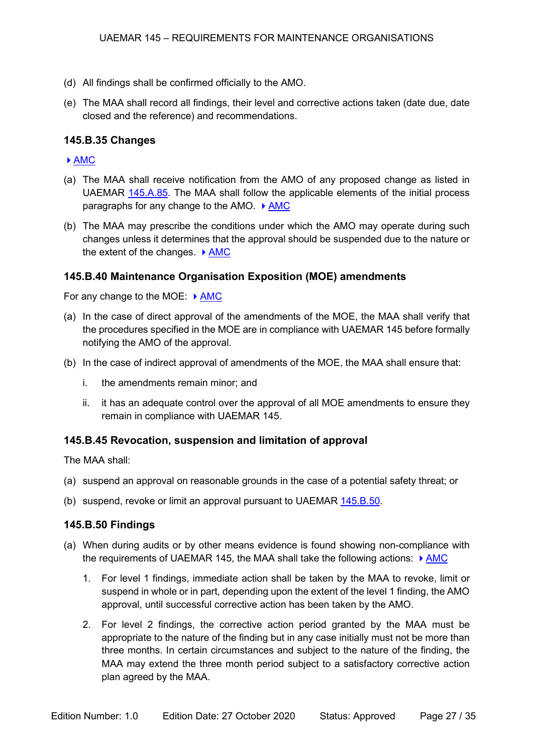(d) All findings shall be confirmed officially to the AMO.

(e) The MAA shall record all findings, their level and corrective actions taken (date due, date closed and the reference) and recommendations.

### 145.B.35 Changes

▸ AMC

(a) The MAA shall receive notification from the AMO of any proposed change as listed in UAEMAR 145.A.85. The MAA shall follow the applicable elements of the initial process paragraphs for any change to the AMO. ▸ AMC

(b) The MAA may prescribe the conditions under which the AMO may operate during such changes unless it determines that the approval should be suspended due to the nature or the extent of the changes. ▸ AMC

### 145.B.40 Maintenance Organisation Exposition (MOE) amendments

For any change to the MOE: ▸ AMC

(a) In the case of direct approval of the amendments of the MOE, the MAA shall verify that the procedures specified in the MOE are in compliance with UAEMAR 145 before formally notifying the AMO of the approval.

(b) In the case of indirect approval of amendments of the MOE, the MAA shall ensure that:

  i. the amendments remain minor; and

  ii. it has an adequate control over the approval of all MOE amendments to ensure they remain in compliance with UAEMAR 145.

### 145.B.45 Revocation, suspension and limitation of approval

The MAA shall:

(a) suspend an approval on reasonable grounds in the case of a potential safety threat; or

(b) suspend, revoke or limit an approval pursuant to UAEMAR 145.B.50.

### 145.B.50 Findings

(a) When during audits or by other means evidence is found showing non-compliance with the requirements of UAEMAR 145, the MAA shall take the following actions: ▸ AMC

  1. For level 1 findings, immediate action shall be taken by the MAA to revoke, limit or suspend in whole or in part, depending upon the extent of the level 1 finding, the AMO approval, until successful corrective action has been taken by the AMO.

  2. For level 2 findings, the corrective action period granted by the MAA must be appropriate to the nature of the finding but in any case initially must not be more than three months. In certain circumstances and subject to the nature of the finding, the MAA may extend the three month period subject to a satisfactory corrective action plan agreed by the MAA.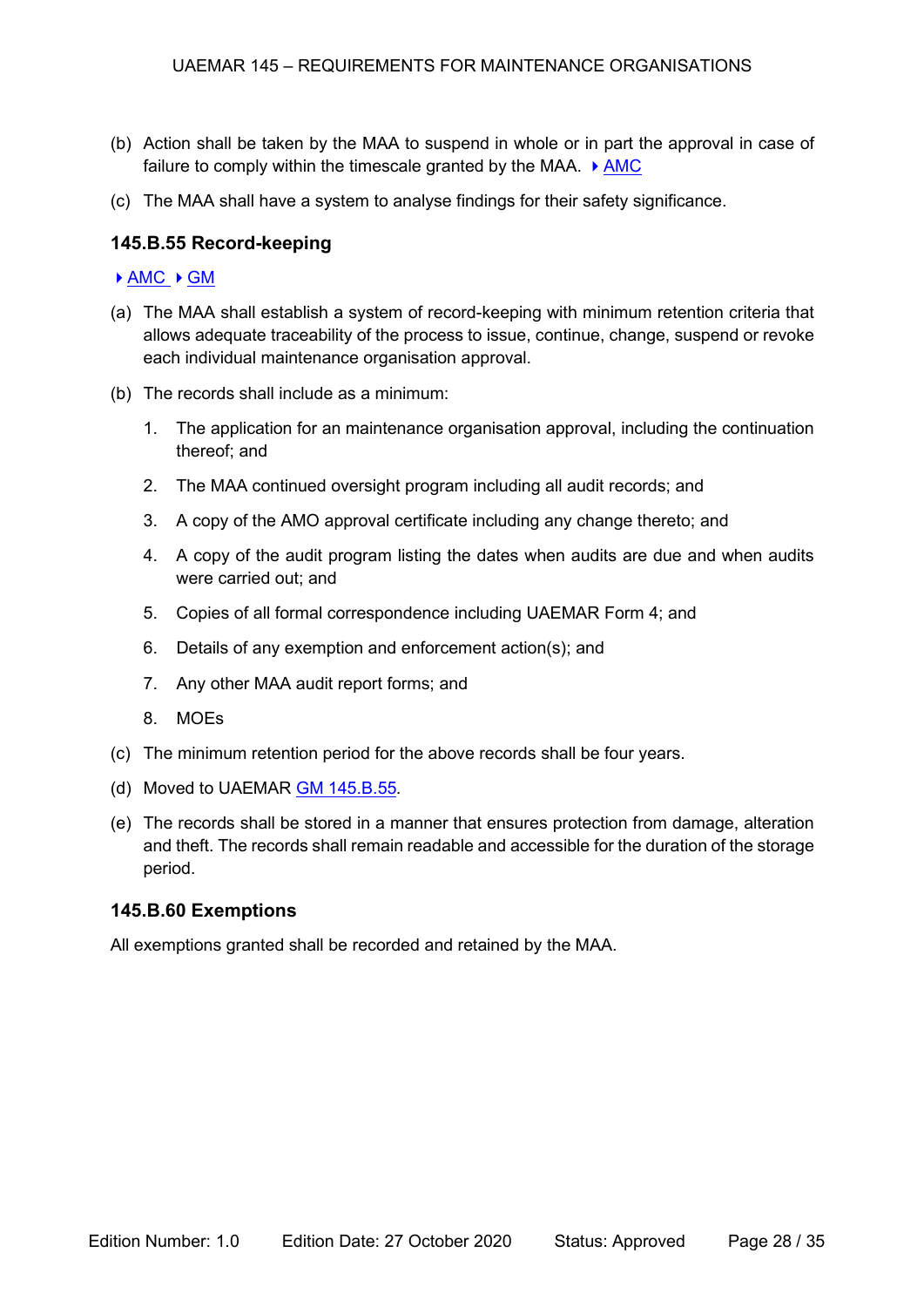(b) Action shall be taken by the MAA to suspend in whole or in part the approval in case of failure to comply within the timescale granted by the MAA. ▸ AMC

(c) The MAA shall have a system to analyse findings for their safety significance.

### 145.B.55 Record-keeping

▸ AMC ▸ GM

(a) The MAA shall establish a system of record-keeping with minimum retention criteria that allows adequate traceability of the process to issue, continue, change, suspend or revoke each individual maintenance organisation approval.

(b) The records shall include as a minimum:

1. The application for an maintenance organisation approval, including the continuation thereof; and
2. The MAA continued oversight program including all audit records; and
3. A copy of the AMO approval certificate including any change thereto; and
4. A copy of the audit program listing the dates when audits are due and when audits were carried out; and
5. Copies of all formal correspondence including UAEMAR Form 4; and
6. Details of any exemption and enforcement action(s); and
7. Any other MAA audit report forms; and
8. MOEs

(c) The minimum retention period for the above records shall be four years.

(d) Moved to UAEMAR GM 145.B.55.

(e) The records shall be stored in a manner that ensures protection from damage, alteration and theft. The records shall remain readable and accessible for the duration of the storage period.

### 145.B.60 Exemptions

All exemptions granted shall be recorded and retained by the MAA.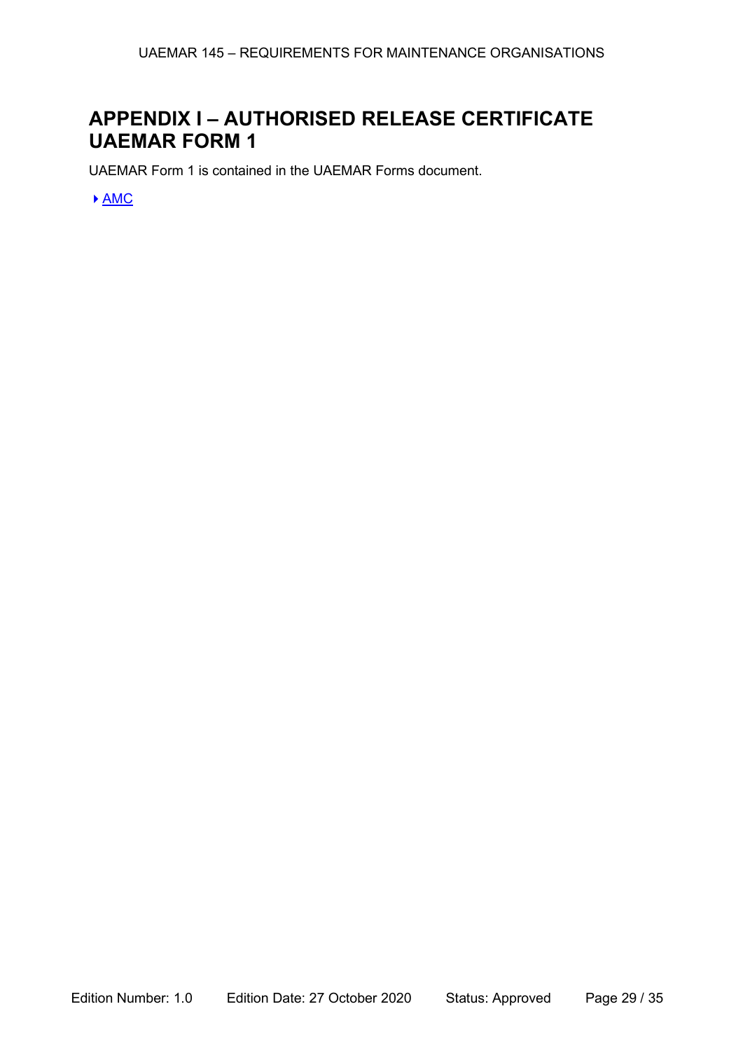# APPENDIX I – AUTHORISED RELEASE CERTIFICATE UAEMAR FORM 1

UAEMAR Form 1 is contained in the UAEMAR Forms document.

▸ AMC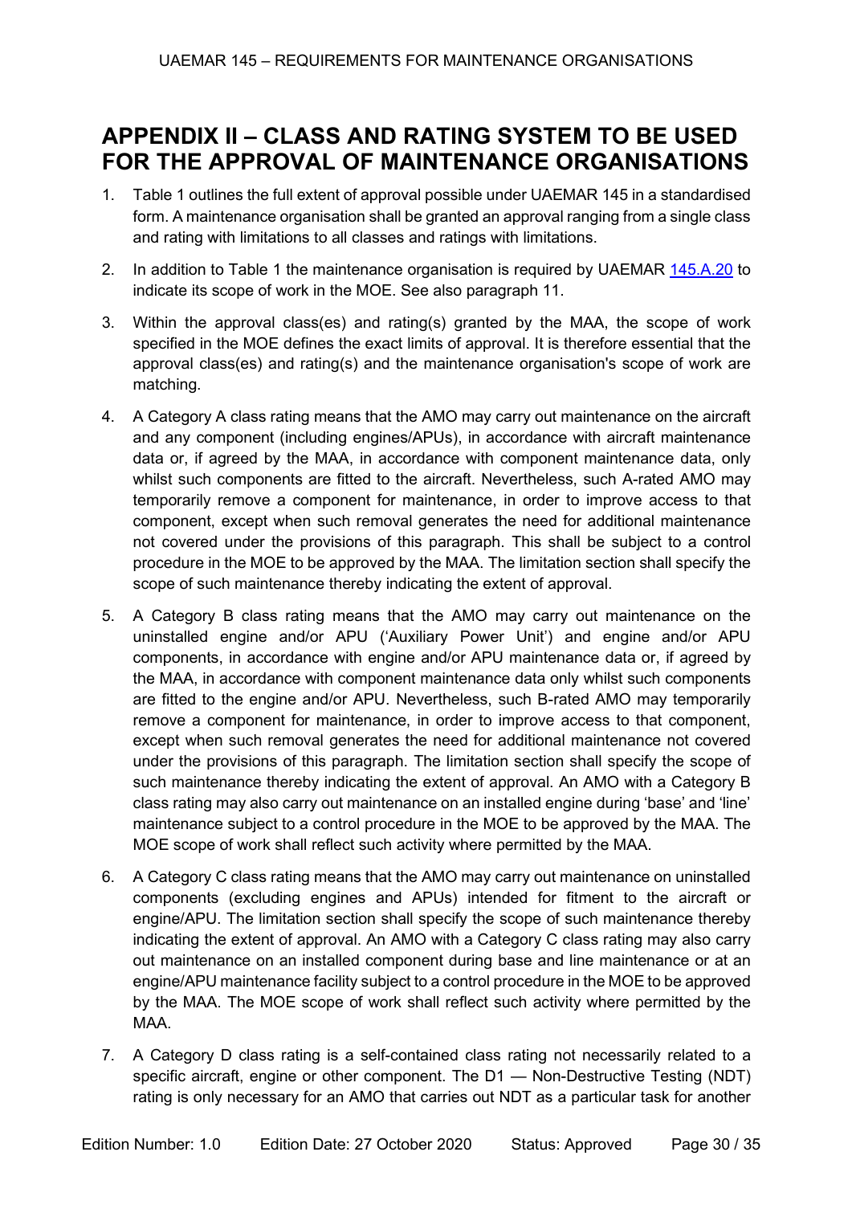# APPENDIX II – CLASS AND RATING SYSTEM TO BE USED FOR THE APPROVAL OF MAINTENANCE ORGANISATIONS

1. Table 1 outlines the full extent of approval possible under UAEMAR 145 in a standardised form. A maintenance organisation shall be granted an approval ranging from a single class and rating with limitations to all classes and ratings with limitations.

2. In addition to Table 1 the maintenance organisation is required by UAEMAR 145.A.20 to indicate its scope of work in the MOE. See also paragraph 11.

3. Within the approval class(es) and rating(s) granted by the MAA, the scope of work specified in the MOE defines the exact limits of approval. It is therefore essential that the approval class(es) and rating(s) and the maintenance organisation's scope of work are matching.

4. A Category A class rating means that the AMO may carry out maintenance on the aircraft and any component (including engines/APUs), in accordance with aircraft maintenance data or, if agreed by the MAA, in accordance with component maintenance data, only whilst such components are fitted to the aircraft. Nevertheless, such A-rated AMO may temporarily remove a component for maintenance, in order to improve access to that component, except when such removal generates the need for additional maintenance not covered under the provisions of this paragraph. This shall be subject to a control procedure in the MOE to be approved by the MAA. The limitation section shall specify the scope of such maintenance thereby indicating the extent of approval.

5. A Category B class rating means that the AMO may carry out maintenance on the uninstalled engine and/or APU ('Auxiliary Power Unit') and engine and/or APU components, in accordance with engine and/or APU maintenance data or, if agreed by the MAA, in accordance with component maintenance data only whilst such components are fitted to the engine and/or APU. Nevertheless, such B-rated AMO may temporarily remove a component for maintenance, in order to improve access to that component, except when such removal generates the need for additional maintenance not covered under the provisions of this paragraph. The limitation section shall specify the scope of such maintenance thereby indicating the extent of approval. An AMO with a Category B class rating may also carry out maintenance on an installed engine during 'base' and 'line' maintenance subject to a control procedure in the MOE to be approved by the MAA. The MOE scope of work shall reflect such activity where permitted by the MAA.

6. A Category C class rating means that the AMO may carry out maintenance on uninstalled components (excluding engines and APUs) intended for fitment to the aircraft or engine/APU. The limitation section shall specify the scope of such maintenance thereby indicating the extent of approval. An AMO with a Category C class rating may also carry out maintenance on an installed component during base and line maintenance or at an engine/APU maintenance facility subject to a control procedure in the MOE to be approved by the MAA. The MOE scope of work shall reflect such activity where permitted by the MAA.

7. A Category D class rating is a self-contained class rating not necessarily related to a specific aircraft, engine or other component. The D1 — Non-Destructive Testing (NDT) rating is only necessary for an AMO that carries out NDT as a particular task for another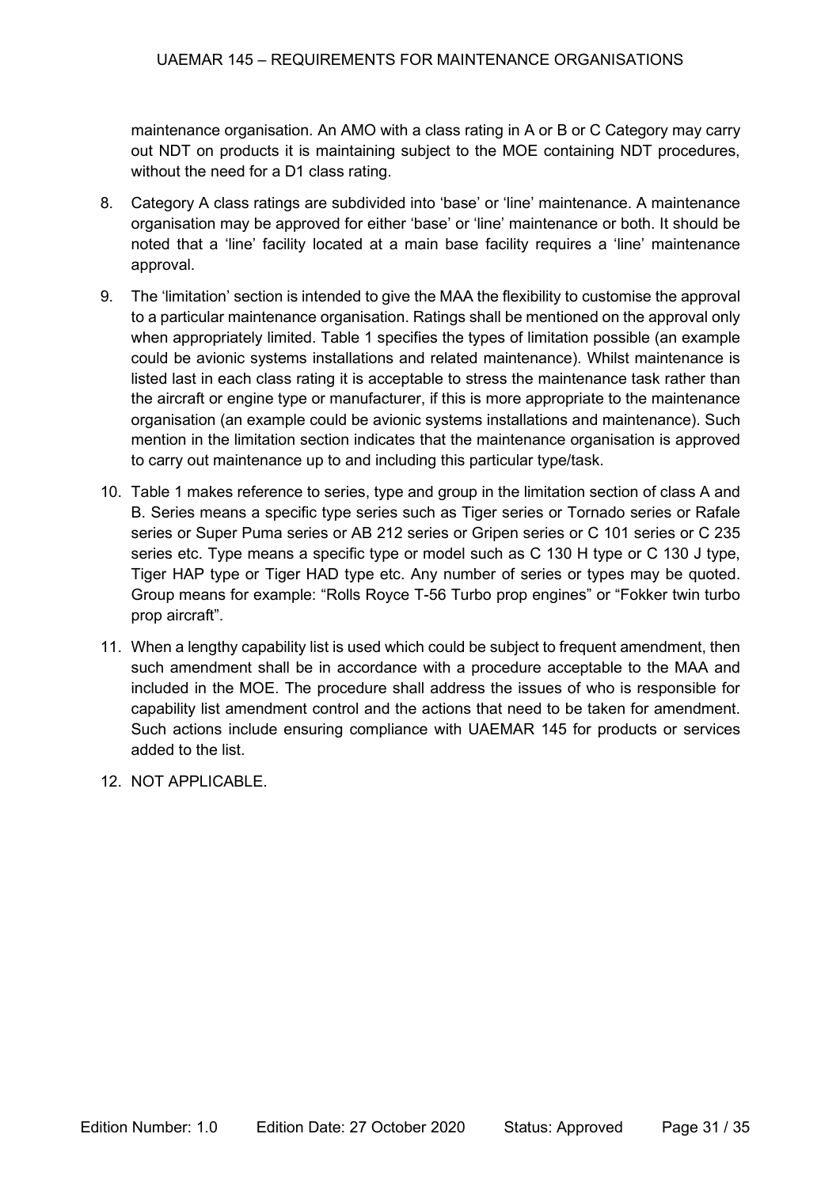maintenance organisation. An AMO with a class rating in A or B or C Category may carry out NDT on products it is maintaining subject to the MOE containing NDT procedures, without the need for a D1 class rating.

8. Category A class ratings are subdivided into 'base' or 'line' maintenance. A maintenance organisation may be approved for either 'base' or 'line' maintenance or both. It should be noted that a 'line' facility located at a main base facility requires a 'line' maintenance approval.

9. The 'limitation' section is intended to give the MAA the flexibility to customise the approval to a particular maintenance organisation. Ratings shall be mentioned on the approval only when appropriately limited. Table 1 specifies the types of limitation possible (an example could be avionic systems installations and related maintenance). Whilst maintenance is listed last in each class rating it is acceptable to stress the maintenance task rather than the aircraft or engine type or manufacturer, if this is more appropriate to the maintenance organisation (an example could be avionic systems installations and maintenance). Such mention in the limitation section indicates that the maintenance organisation is approved to carry out maintenance up to and including this particular type/task.

10. Table 1 makes reference to series, type and group in the limitation section of class A and B. Series means a specific type series such as Tiger series or Tornado series or Rafale series or Super Puma series or AB 212 series or Gripen series or C 101 series or C 235 series etc. Type means a specific type or model such as C 130 H type or C 130 J type, Tiger HAP type or Tiger HAD type etc. Any number of series or types may be quoted. Group means for example: "Rolls Royce T-56 Turbo prop engines" or "Fokker twin turbo prop aircraft".

11. When a lengthy capability list is used which could be subject to frequent amendment, then such amendment shall be in accordance with a procedure acceptable to the MAA and included in the MOE. The procedure shall address the issues of who is responsible for capability list amendment control and the actions that need to be taken for amendment. Such actions include ensuring compliance with UAEMAR 145 for products or services added to the list.

12. NOT APPLICABLE.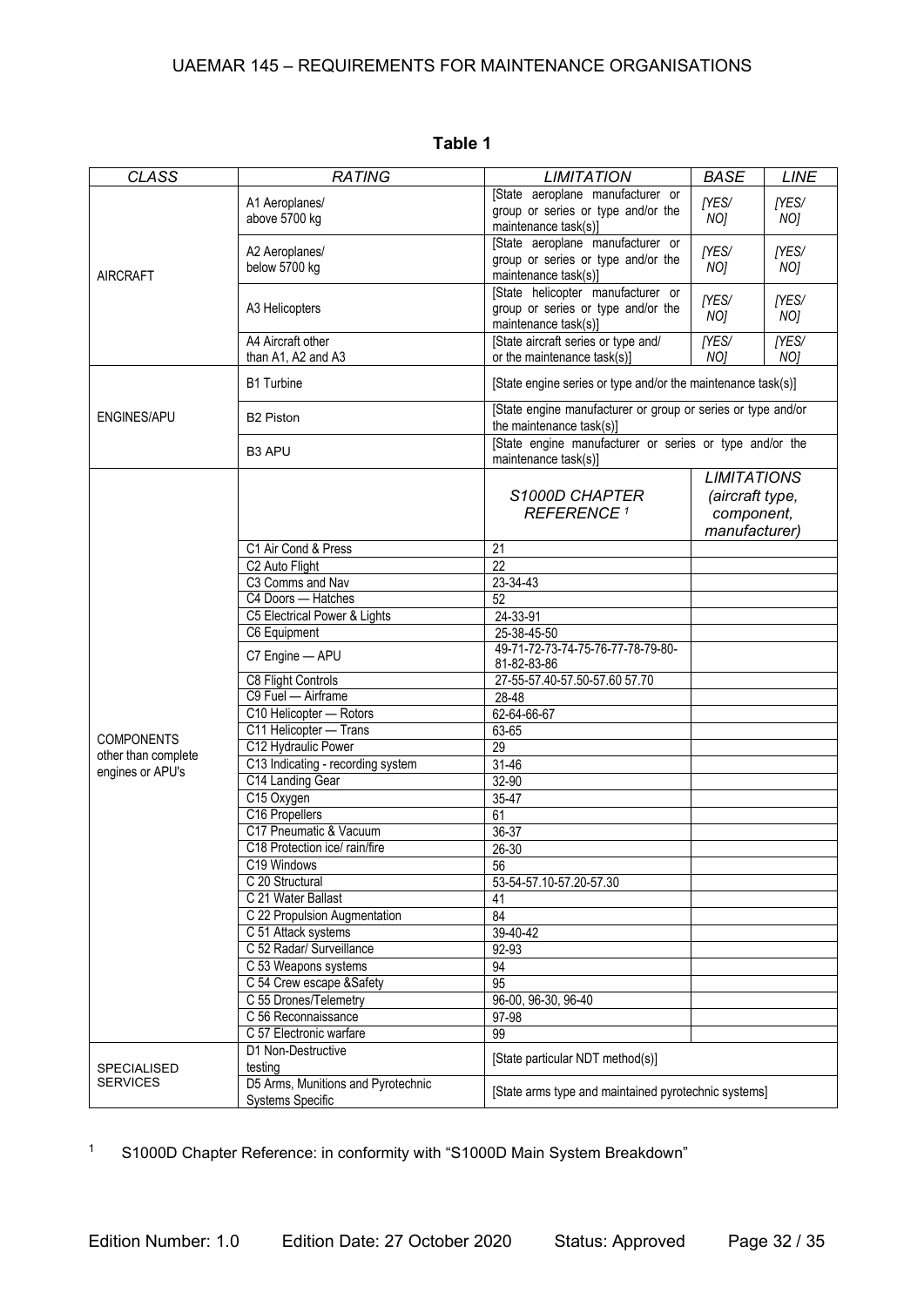**Table 1**

| *CLASS* | *RATING* | *LIMITATION* | *BASE* | *LINE* |
|---|---|---|---|---|
| AIRCRAFT | A1 Aeroplanes/ above 5700 kg | [State aeroplane manufacturer or group or series or type and/or the maintenance task(s)] | *[YES/ NO]* | *[YES/ NO]* |
| | A2 Aeroplanes/ below 5700 kg | [State aeroplane manufacturer or group or series or type and/or the maintenance task(s)] | *[YES/ NO]* | *[YES/ NO]* |
| | A3 Helicopters | [State helicopter manufacturer or group or series or type and/or the maintenance task(s)] | *[YES/ NO]* | *[YES/ NO]* |
| | A4 Aircraft other than A1, A2 and A3 | [State aircraft series or type and/ or the maintenance task(s)] | *[YES/ NO]* | *[YES/ NO]* |
| ENGINES/APU | B1 Turbine | [State engine series or type and/or the maintenance task(s)] | | |
| | B2 Piston | [State engine manufacturer or group or series or type and/or the maintenance task(s)] | | |
| | B3 APU | [State engine manufacturer or series or type and/or the maintenance task(s)] | | |
| COMPONENTS other than complete engines or APU's | | *S1000D CHAPTER REFERENCE* [1] | *LIMITATIONS (aircraft type, component, manufacturer)* | |
| | C1 Air Cond & Press | 21 | | |
| | C2 Auto Flight | 22 | | |
| | C3 Comms and Nav | 23-34-43 | | |
| | C4 Doors — Hatches | 52 | | |
| | C5 Electrical Power & Lights | 24-33-91 | | |
| | C6 Equipment | 25-38-45-50 | | |
| | C7 Engine — APU | 49-71-72-73-74-75-76-77-78-79-80-81-82-83-86 | | |
| | C8 Flight Controls | 27-55-57.40-57.50-57.60 57.70 | | |
| | C9 Fuel — Airframe | 28-48 | | |
| | C10 Helicopter — Rotors | 62-64-66-67 | | |
| | C11 Helicopter — Trans | 63-65 | | |
| | C12 Hydraulic Power | 29 | | |
| | C13 Indicating - recording system | 31-46 | | |
| | C14 Landing Gear | 32-90 | | |
| | C15 Oxygen | 35-47 | | |
| | C16 Propellers | 61 | | |
| | C17 Pneumatic & Vacuum | 36-37 | | |
| | C18 Protection ice/ rain/fire | 26-30 | | |
| | C19 Windows | 56 | | |
| | C 20 Structural | 53-54-57.10-57.20-57.30 | | |
| | C 21 Water Ballast | 41 | | |
| | C 22 Propulsion Augmentation | 84 | | |
| | C 51 Attack systems | 39-40-42 | | |
| | C 52 Radar/ Surveillance | 92-93 | | |
| | C 53 Weapons systems | 94 | | |
| | C 54 Crew escape &Safety | 95 | | |
| | C 55 Drones/Telemetry | 96-00, 96-30, 96-40 | | |
| | C 56 Reconnaissance | 97-98 | | |
| | C 57 Electronic warfare | 99 | | |
| SPECIALISED SERVICES | D1 Non-Destructive testing | [State particular NDT method(s)] | | |
| | D5 Arms, Munitions and Pyrotechnic Systems Specific | [State arms type and maintained pyrotechnic systems] | | |

[1] S1000D Chapter Reference: in conformity with "S1000D Main System Breakdown"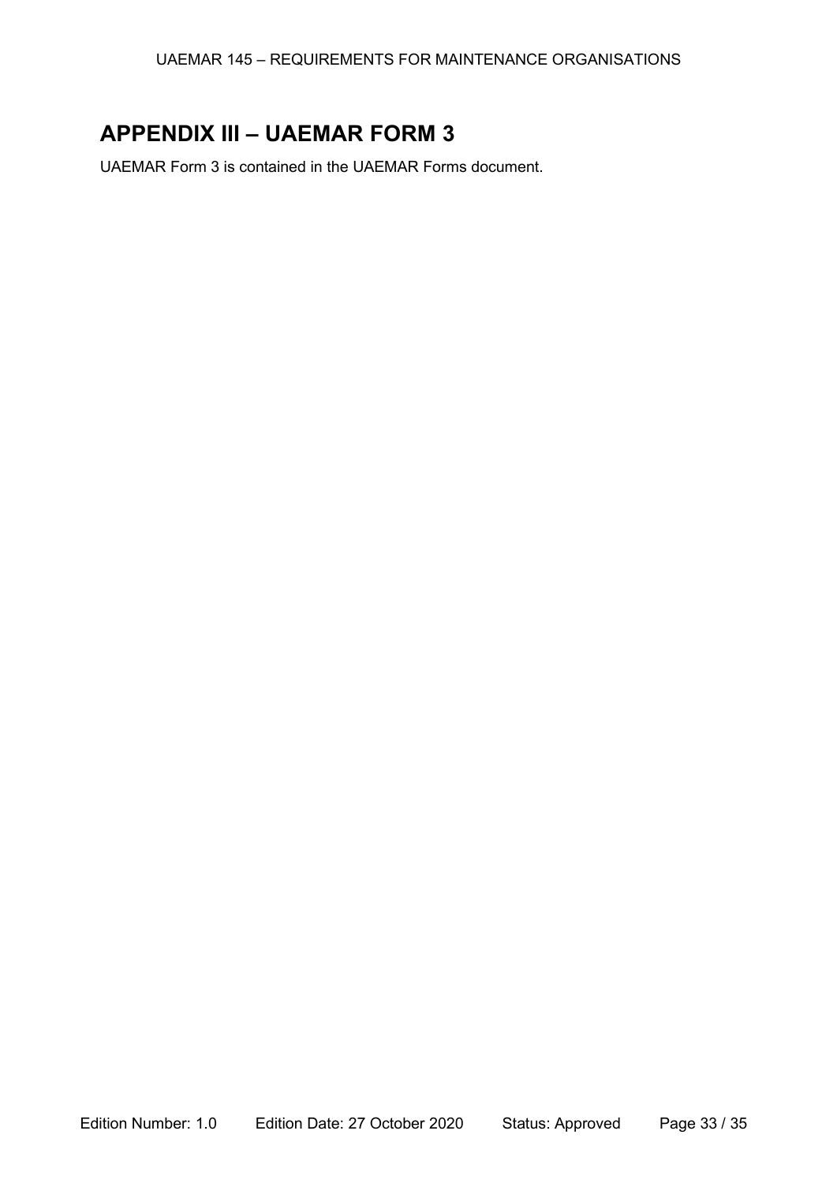# APPENDIX III – UAEMAR FORM 3

UAEMAR Form 3 is contained in the UAEMAR Forms document.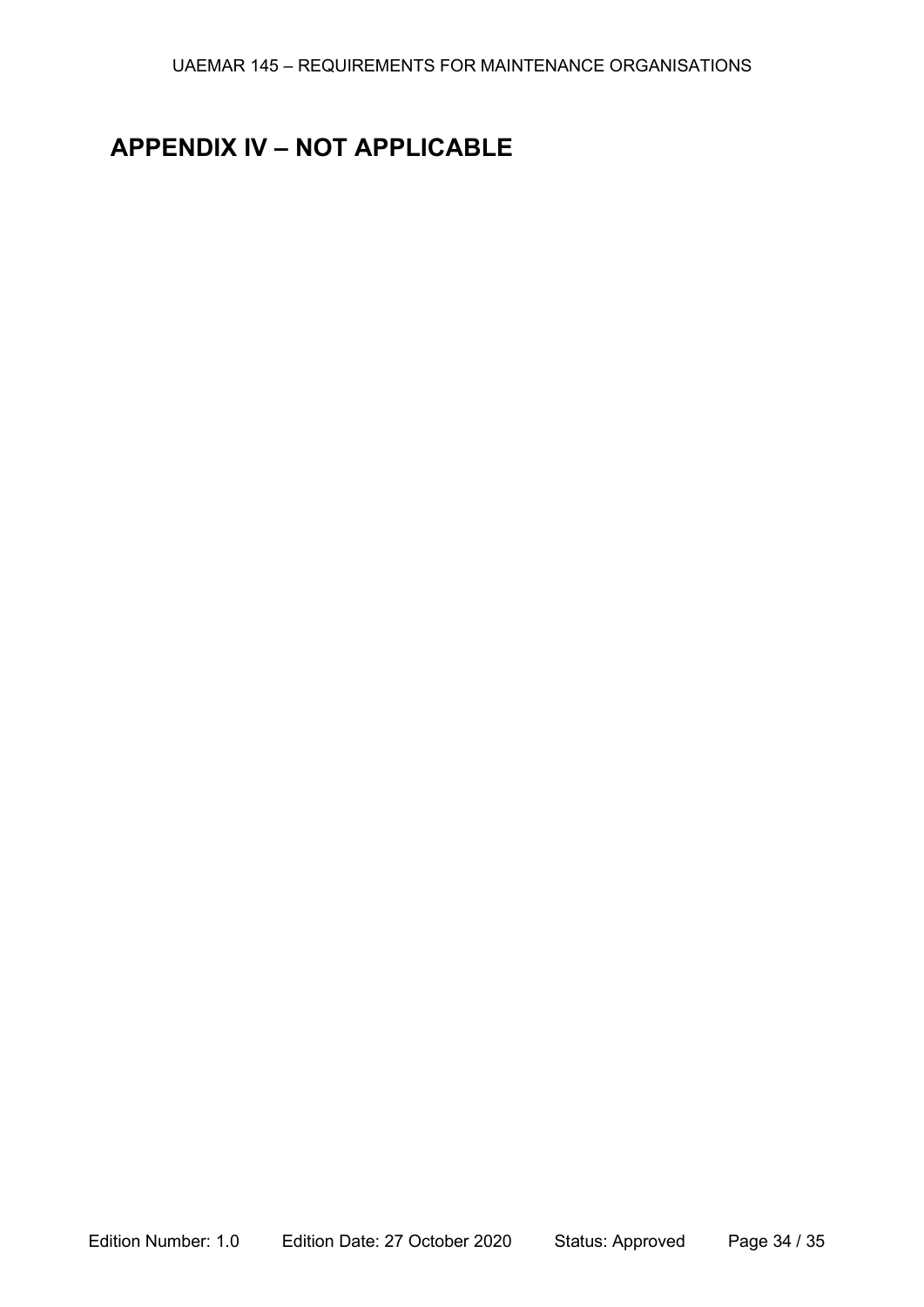# APPENDIX IV – NOT APPLICABLE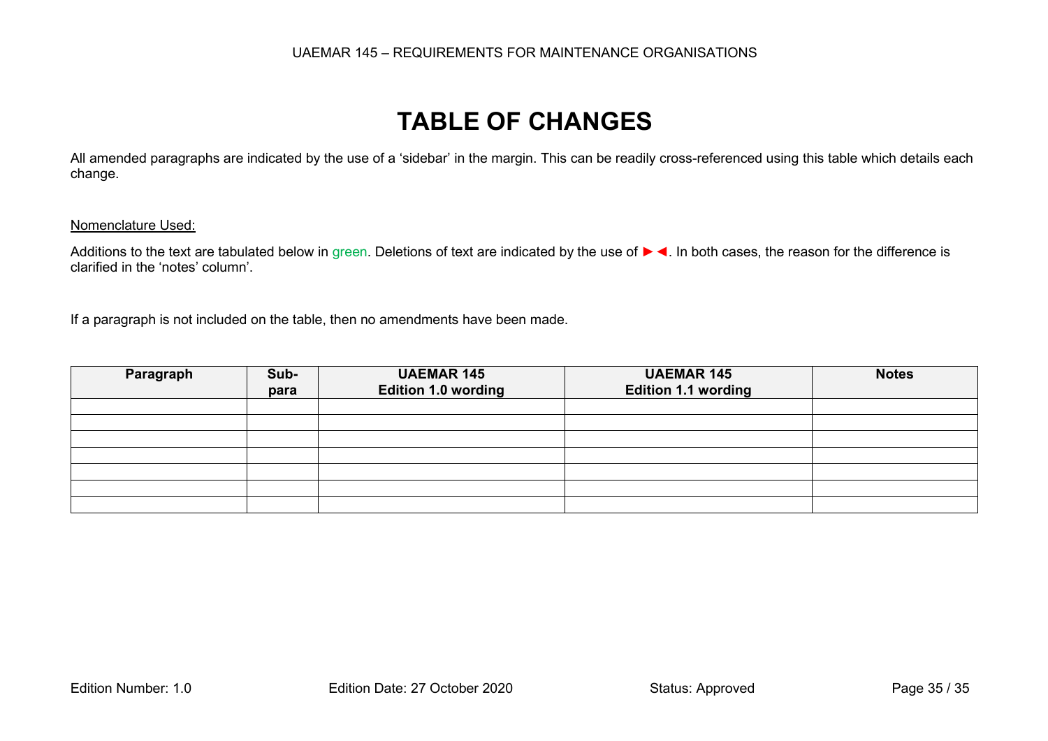# TABLE OF CHANGES

All amended paragraphs are indicated by the use of a 'sidebar' in the margin. This can be readily cross-referenced using this table which details each change.

Nomenclature Used:

Additions to the text are tabulated below in green. Deletions of text are indicated by the use of ►◄. In both cases, the reason for the difference is clarified in the 'notes' column'.

If a paragraph is not included on the table, then no amendments have been made.

| Paragraph | Sub-para | UAEMAR 145 Edition 1.0 wording | UAEMAR 145 Edition 1.1 wording | Notes |
|---|---|---|---|---|
| | | | | |
| | | | | |
| | | | | |
| | | | | |
| | | | | |
| | | | | |
| | | | | |